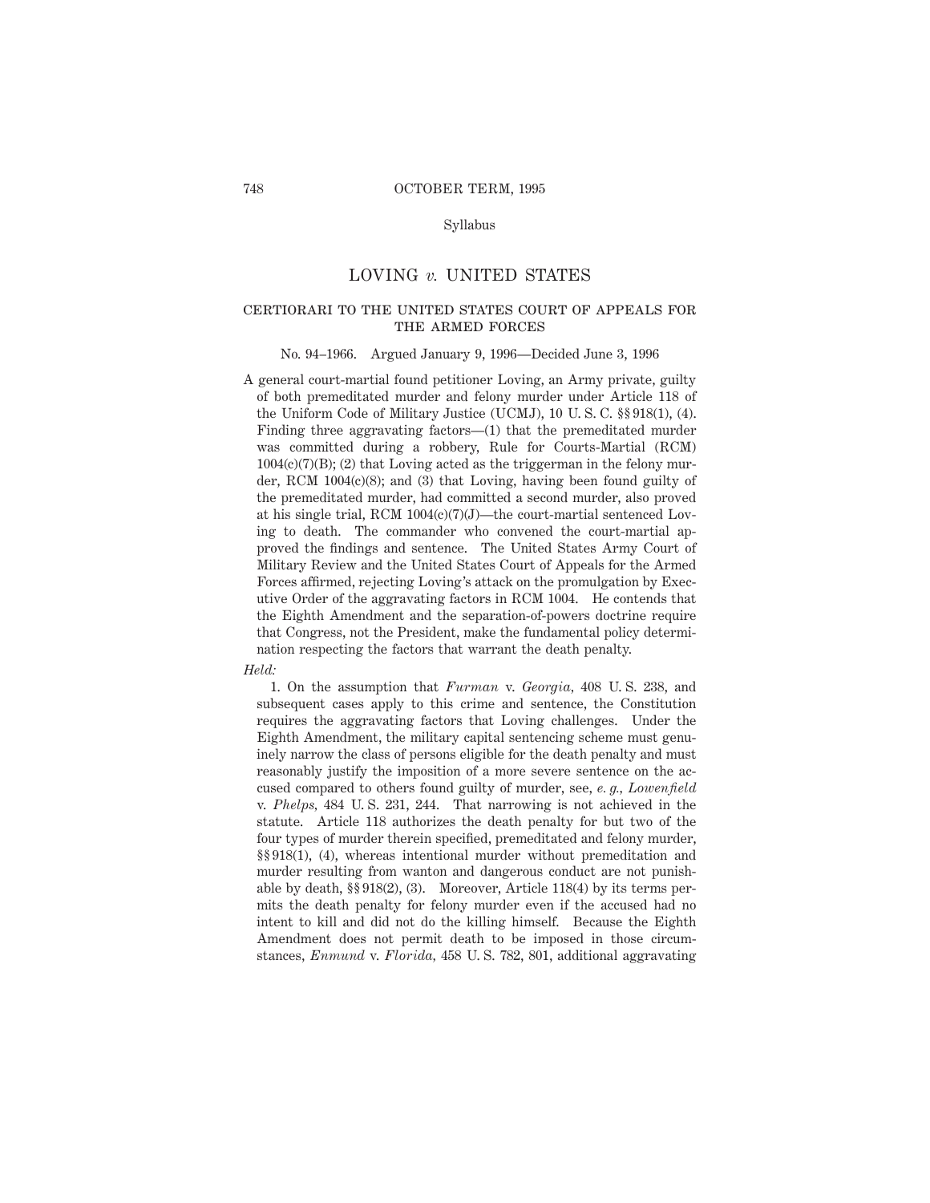# LOVING *v.* UNITED STATES

## CERTIORARI TO THE UNITED STATES COURT OF APPEALS FOR THE ARMED FORCES

No. 94–1966. Argued January 9, 1996—Decided June 3, 1996

A general court-martial found petitioner Loving, an Army private, guilty of both premeditated murder and felony murder under Article 118 of the Uniform Code of Military Justice (UCMJ), 10 U. S. C. §§ 918(1), (4). Finding three aggravating factors—(1) that the premeditated murder was committed during a robbery, Rule for Courts-Martial (RCM) 1004(c)(7)(B); (2) that Loving acted as the triggerman in the felony murder, RCM 1004(c)(8); and (3) that Loving, having been found guilty of the premeditated murder, had committed a second murder, also proved at his single trial, RCM 1004(c)(7)(J)—the court-martial sentenced Loving to death. The commander who convened the court-martial approved the findings and sentence. The United States Army Court of Military Review and the United States Court of Appeals for the Armed Forces affirmed, rejecting Loving's attack on the promulgation by Executive Order of the aggravating factors in RCM 1004. He contends that the Eighth Amendment and the separation-of-powers doctrine require that Congress, not the President, make the fundamental policy determination respecting the factors that warrant the death penalty.

*Held:*

1. On the assumption that *Furman* v. *Georgia*, 408 U. S. 238, and subsequent cases apply to this crime and sentence, the Constitution requires the aggravating factors that Loving challenges. Under the Eighth Amendment, the military capital sentencing scheme must genuinely narrow the class of persons eligible for the death penalty and must reasonably justify the imposition of a more severe sentence on the accused compared to others found guilty of murder, see, *e. g., Lowenfield* v. *Phelps*, 484 U. S. 231, 244. That narrowing is not achieved in the statute. Article 118 authorizes the death penalty for but two of the four types of murder therein specified, premeditated and felony murder, §§ 918(1), (4), whereas intentional murder without premeditation and murder resulting from wanton and dangerous conduct are not punishable by death, §§ 918(2), (3). Moreover, Article 118(4) by its terms permits the death penalty for felony murder even if the accused had no intent to kill and did not do the killing himself. Because the Eighth Amendment does not permit death to be imposed in those circumstances, *Enmund* v. *Florida*, 458 U. S. 782, 801, additional aggravating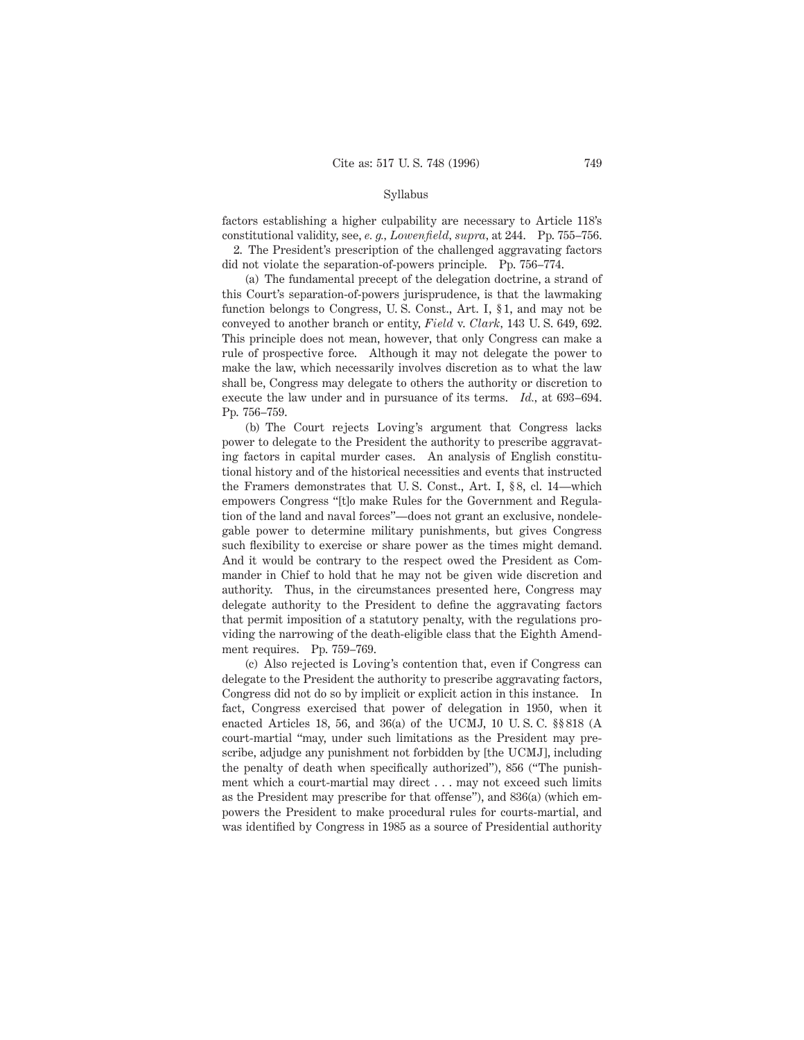factors establishing a higher culpability are necessary to Article 118's constitutional validity, see, *e. g., Lowenfield, supra,* at 244. Pp. 755–756.

2. The President's prescription of the challenged aggravating factors did not violate the separation-of-powers principle. Pp. 756–774.

(a) The fundamental precept of the delegation doctrine, a strand of this Court's separation-of-powers jurisprudence, is that the lawmaking function belongs to Congress, U. S. Const., Art. I, § 1, and may not be conveyed to another branch or entity, *Field* v. *Clark,* 143 U. S. 649, 692. This principle does not mean, however, that only Congress can make a rule of prospective force. Although it may not delegate the power to make the law, which necessarily involves discretion as to what the law shall be, Congress may delegate to others the authority or discretion to execute the law under and in pursuance of its terms. *Id.,* at 693–694. Pp. 756–759.

(b) The Court rejects Loving's argument that Congress lacks power to delegate to the President the authority to prescribe aggravating factors in capital murder cases. An analysis of English constitutional history and of the historical necessities and events that instructed the Framers demonstrates that U. S. Const., Art. I, § 8, cl. 14—which empowers Congress "[t]o make Rules for the Government and Regulation of the land and naval forces"—does not grant an exclusive, nondelegable power to determine military punishments, but gives Congress such flexibility to exercise or share power as the times might demand. And it would be contrary to the respect owed the President as Commander in Chief to hold that he may not be given wide discretion and authority. Thus, in the circumstances presented here, Congress may delegate authority to the President to define the aggravating factors that permit imposition of a statutory penalty, with the regulations providing the narrowing of the death-eligible class that the Eighth Amendment requires. Pp. 759–769.

(c) Also rejected is Loving's contention that, even if Congress can delegate to the President the authority to prescribe aggravating factors, Congress did not do so by implicit or explicit action in this instance. In fact, Congress exercised that power of delegation in 1950, when it enacted Articles 18, 56, and 36(a) of the UCMJ, 10 U. S. C. §§ 818 (A court-martial "may, under such limitations as the President may prescribe, adjudge any punishment not forbidden by [the UCMJ], including the penalty of death when specifically authorized"), 856 ("The punishment which a court-martial may direct . . . may not exceed such limits as the President may prescribe for that offense"), and 836(a) (which empowers the President to make procedural rules for courts-martial, and was identified by Congress in 1985 as a source of Presidential authority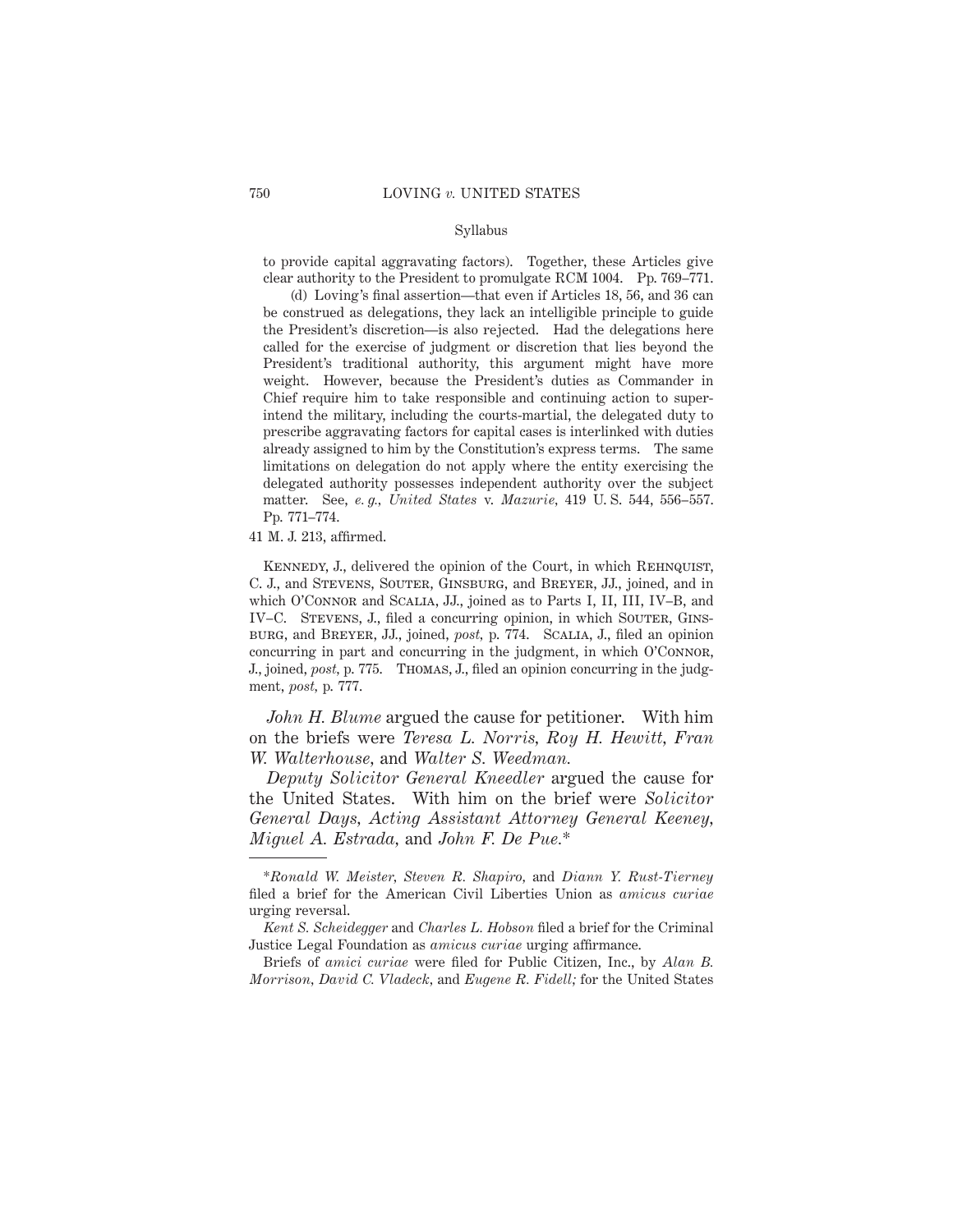to provide capital aggravating factors). Together, these Articles give clear authority to the President to promulgate RCM 1004. Pp. 769–771.

(d) Loving's final assertion—that even if Articles 18, 56, and 36 can be construed as delegations, they lack an intelligible principle to guide the President's discretion—is also rejected. Had the delegations here called for the exercise of judgment or discretion that lies beyond the President's traditional authority, this argument might have more weight. However, because the President's duties as Commander in Chief require him to take responsible and continuing action to superintend the military, including the courts-martial, the delegated duty to prescribe aggravating factors for capital cases is interlinked with duties already assigned to him by the Constitution's express terms. The same limitations on delegation do not apply where the entity exercising the delegated authority possesses independent authority over the subject matter. See, *e. g., United States* v. *Mazurie*, 419 U. S. 544, 556–557. Pp. 771–774.

41 M. J. 213, affirmed.

Kennedy, J., delivered the opinion of the Court, in which Rehnquist, C. J., and Stevens, Souter, Ginsburg, and Breyer, JJ., joined, and in which O'Connor and Scalia, JJ., joined as to Parts I, II, III, IV–B, and IV–C. Stevens, J., filed a concurring opinion, in which Souter, Ginsburg, and Breyer, JJ., joined, *post*, p. 774. Scalia, J., filed an opinion concurring in part and concurring in the judgment, in which O'Connor, J., joined, *post*, p. 775. Thomas, J., filed an opinion concurring in the judgment, *post*, p. 777.

*John H. Blume* argued the cause for petitioner. With him on the briefs were *Teresa L. Norris*, *Roy H. Hewitt*, *Fran W. Walterhouse*, and *Walter S. Weedman.*

*Deputy Solicitor General Kneedler* argued the cause for the United States. With him on the brief were *Solicitor General Days*, *Acting Assistant Attorney General Keeney*, *Miguel A. Estrada*, and *John F. De Pue.**

---

\**Ronald W. Meister*, *Steven R. Shapiro*, and *Diann Y. Rust-Tierney* filed a brief for the American Civil Liberties Union as *amicus curiae* urging reversal.

*Kent S. Scheidegger* and *Charles L. Hobson* filed a brief for the Criminal Justice Legal Foundation as *amicus curiae* urging affirmance.

Briefs of *amici curiae* were filed for Public Citizen, Inc., by *Alan B. Morrison*, *David C. Vladeck*, and *Eugene R. Fidell;* for the United States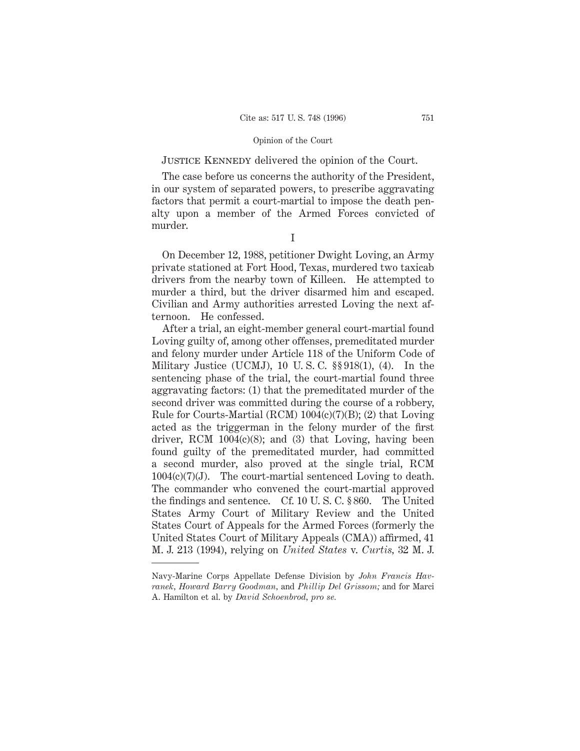Justice Kennedy delivered the opinion of the Court.

The case before us concerns the authority of the President, in our system of separated powers, to prescribe aggravating factors that permit a court-martial to impose the death penalty upon a member of the Armed Forces convicted of murder.

## I

On December 12, 1988, petitioner Dwight Loving, an Army private stationed at Fort Hood, Texas, murdered two taxicab drivers from the nearby town of Killeen. He attempted to murder a third, but the driver disarmed him and escaped. Civilian and Army authorities arrested Loving the next afternoon. He confessed.

After a trial, an eight-member general court-martial found Loving guilty of, among other offenses, premeditated murder and felony murder under Article 118 of the Uniform Code of Military Justice (UCMJ), 10 U. S. C. §§ 918(1), (4). In the sentencing phase of the trial, the court-martial found three aggravating factors: (1) that the premeditated murder of the second driver was committed during the course of a robbery, Rule for Courts-Martial (RCM) 1004(c)(7)(B); (2) that Loving acted as the triggerman in the felony murder of the first driver, RCM 1004(c)(8); and (3) that Loving, having been found guilty of the premeditated murder, had committed a second murder, also proved at the single trial, RCM 1004(c)(7)(J). The court-martial sentenced Loving to death. The commander who convened the court-martial approved the findings and sentence. Cf. 10 U. S. C. § 860. The United States Army Court of Military Review and the United States Court of Appeals for the Armed Forces (formerly the United States Court of Military Appeals (CMA)) affirmed, 41 M. J. 213 (1994), relying on *United States* v. *Curtis,* 32 M. J.

---

Navy-Marine Corps Appellate Defense Division by *John Francis Havranek, Howard Barry Goodman,* and *Phillip Del Grissom;* and for Marci A. Hamilton et al. by *David Schoenbrod, pro se.*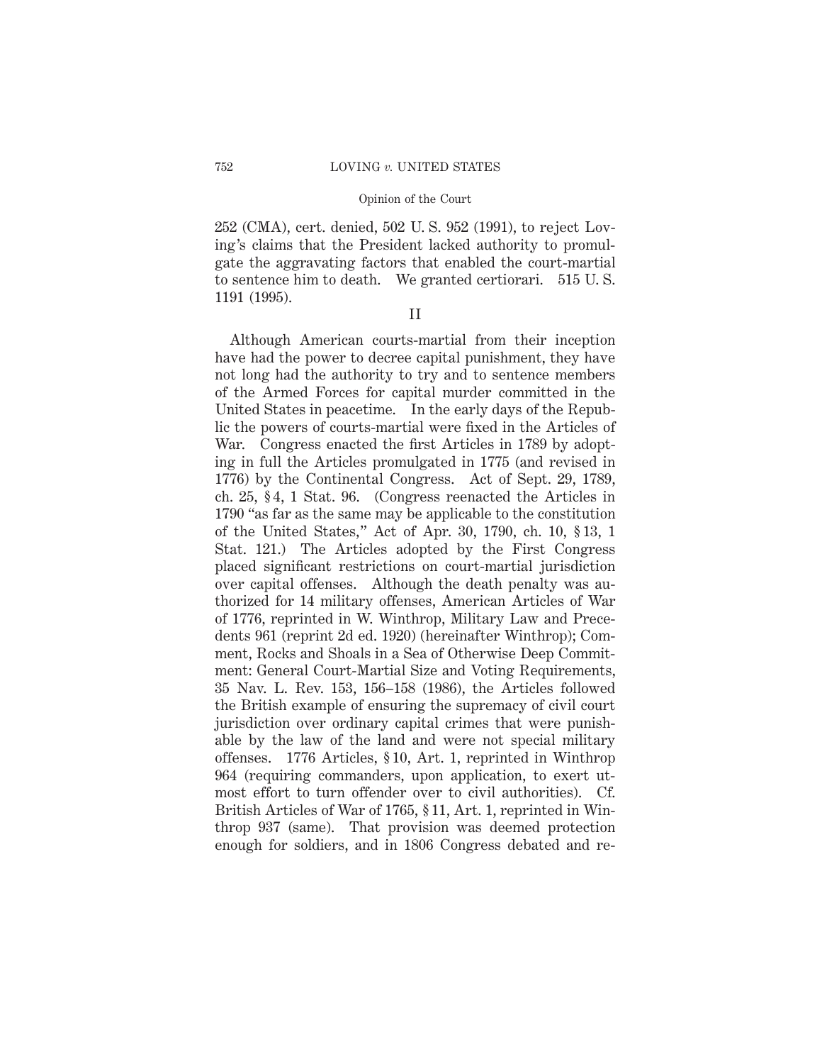252 (CMA), cert. denied, 502 U. S. 952 (1991), to reject Loving's claims that the President lacked authority to promulgate the aggravating factors that enabled the court-martial to sentence him to death. We granted certiorari. 515 U. S. 1191 (1995).

## II

Although American courts-martial from their inception have had the power to decree capital punishment, they have not long had the authority to try and to sentence members of the Armed Forces for capital murder committed in the United States in peacetime. In the early days of the Republic the powers of courts-martial were fixed in the Articles of War. Congress enacted the first Articles in 1789 by adopting in full the Articles promulgated in 1775 (and revised in 1776) by the Continental Congress. Act of Sept. 29, 1789, ch. 25, § 4, 1 Stat. 96. (Congress reenacted the Articles in 1790 "as far as the same may be applicable to the constitution of the United States," Act of Apr. 30, 1790, ch. 10, § 13, 1 Stat. 121.) The Articles adopted by the First Congress placed significant restrictions on court-martial jurisdiction over capital offenses. Although the death penalty was authorized for 14 military offenses, American Articles of War of 1776, reprinted in W. Winthrop, Military Law and Precedents 961 (reprint 2d ed. 1920) (hereinafter Winthrop); Comment, Rocks and Shoals in a Sea of Otherwise Deep Commitment: General Court-Martial Size and Voting Requirements, 35 Nav. L. Rev. 153, 156–158 (1986), the Articles followed the British example of ensuring the supremacy of civil court jurisdiction over ordinary capital crimes that were punishable by the law of the land and were not special military offenses. 1776 Articles, § 10, Art. 1, reprinted in Winthrop 964 (requiring commanders, upon application, to exert utmost effort to turn offender over to civil authorities). Cf. British Articles of War of 1765, § 11, Art. 1, reprinted in Winthrop 937 (same). That provision was deemed protection enough for soldiers, and in 1806 Congress debated and re-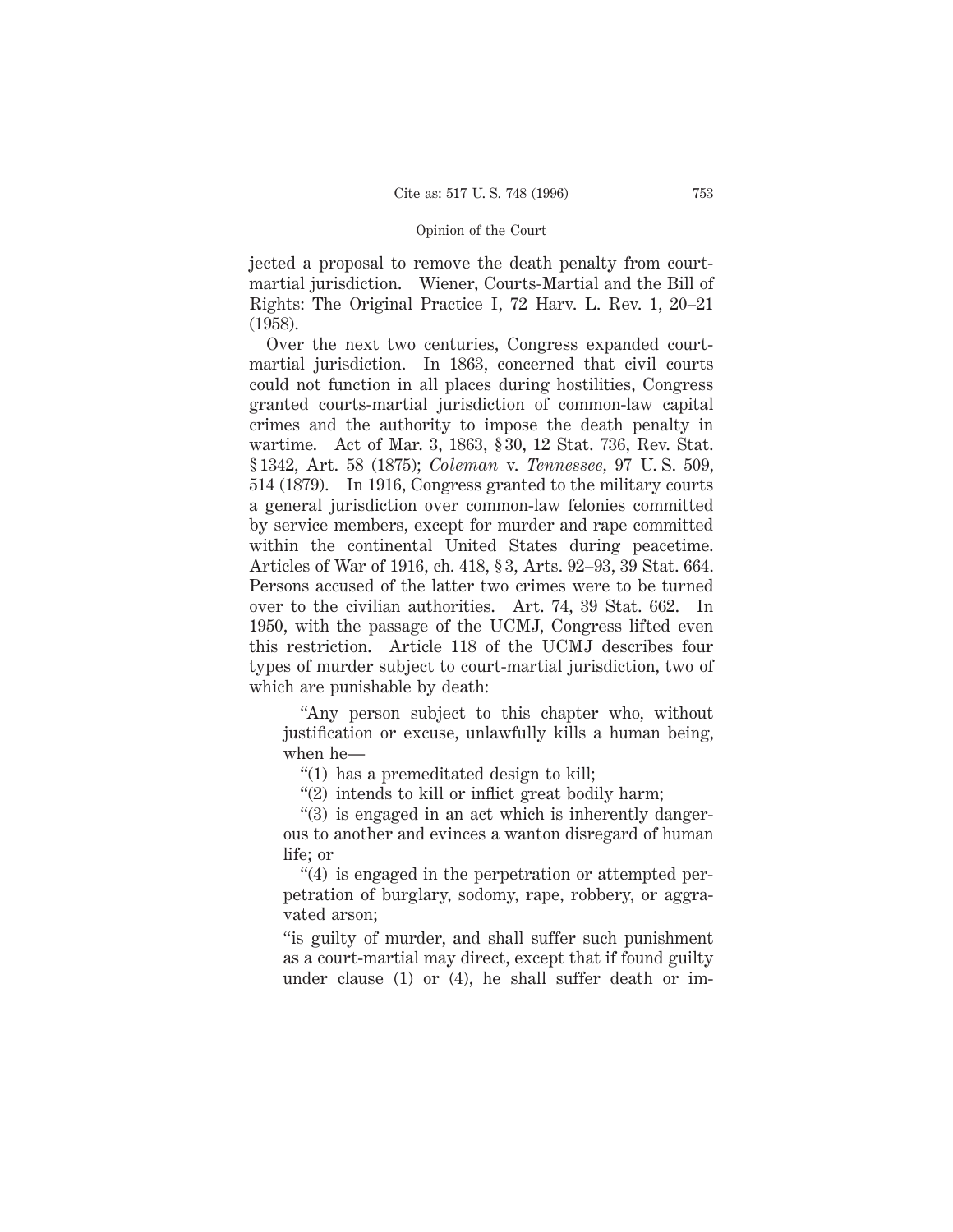jected a proposal to remove the death penalty from court-martial jurisdiction. Wiener, Courts-Martial and the Bill of Rights: The Original Practice I, 72 Harv. L. Rev. 1, 20–21 (1958).

Over the next two centuries, Congress expanded court-martial jurisdiction. In 1863, concerned that civil courts could not function in all places during hostilities, Congress granted courts-martial jurisdiction of common-law capital crimes and the authority to impose the death penalty in wartime. Act of Mar. 3, 1863, § 30, 12 Stat. 736, Rev. Stat. § 1342, Art. 58 (1875); *Coleman* v. *Tennessee,* 97 U. S. 509, 514 (1879). In 1916, Congress granted to the military courts a general jurisdiction over common-law felonies committed by service members, except for murder and rape committed within the continental United States during peacetime. Articles of War of 1916, ch. 418, § 3, Arts. 92–93, 39 Stat. 664. Persons accused of the latter two crimes were to be turned over to the civilian authorities. Art. 74, 39 Stat. 662. In 1950, with the passage of the UCMJ, Congress lifted even this restriction. Article 118 of the UCMJ describes four types of murder subject to court-martial jurisdiction, two of which are punishable by death:

> "Any person subject to this chapter who, without justification or excuse, unlawfully kills a human being, when he—
>
> "(1) has a premeditated design to kill;
>
> "(2) intends to kill or inflict great bodily harm;
>
> "(3) is engaged in an act which is inherently dangerous to another and evinces a wanton disregard of human life; or
>
> "(4) is engaged in the perpetration or attempted perpetration of burglary, sodomy, rape, robbery, or aggravated arson;
>
> "is guilty of murder, and shall suffer such punishment as a court-martial may direct, except that if found guilty under clause (1) or (4), he shall suffer death or im-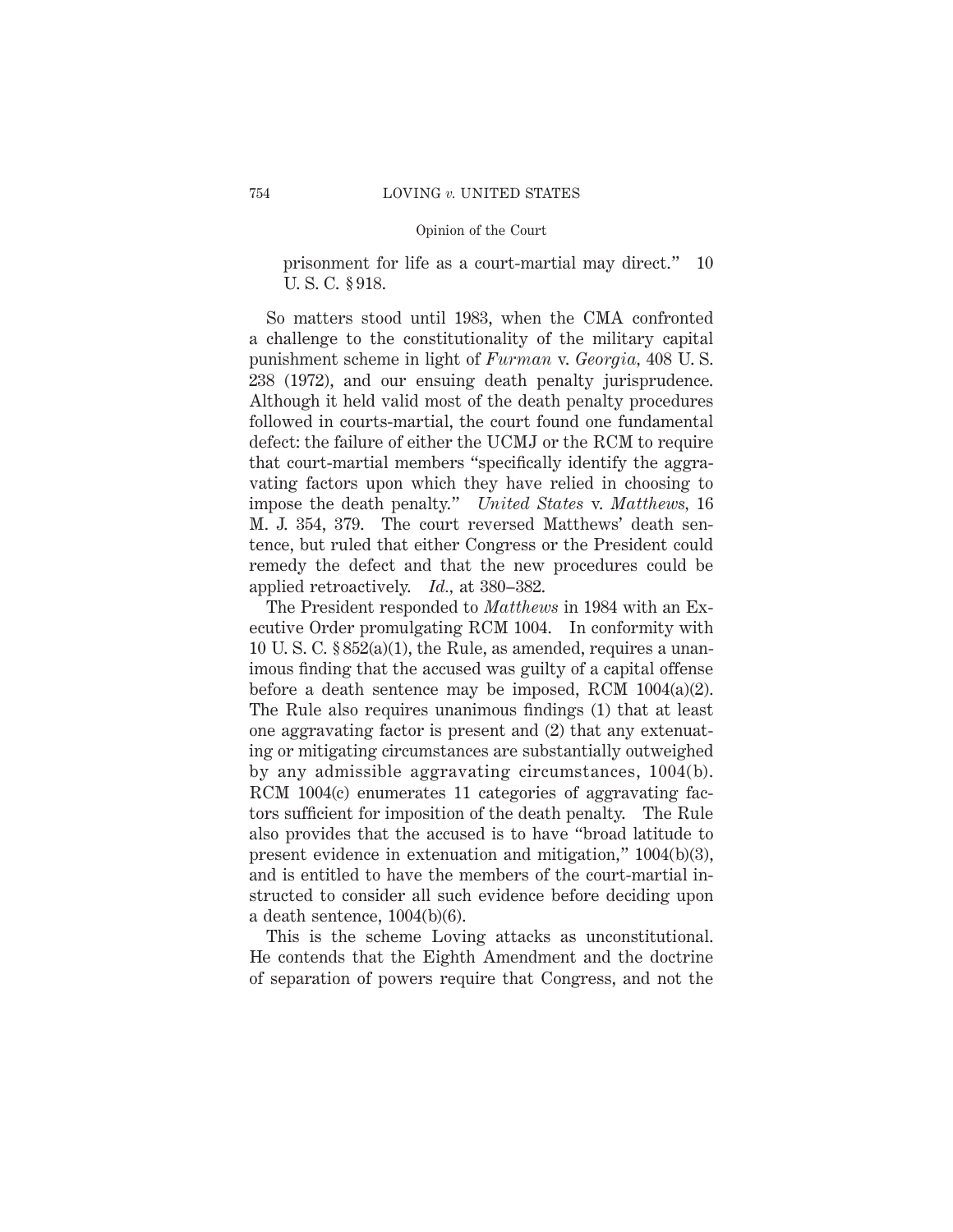prisonment for life as a court-martial may direct." 10 U. S. C. § 918.

So matters stood until 1983, when the CMA confronted a challenge to the constitutionality of the military capital punishment scheme in light of *Furman* v. *Georgia,* 408 U. S. 238 (1972), and our ensuing death penalty jurisprudence. Although it held valid most of the death penalty procedures followed in courts-martial, the court found one fundamental defect: the failure of either the UCMJ or the RCM to require that court-martial members "specifically identify the aggravating factors upon which they have relied in choosing to impose the death penalty." *United States* v. *Matthews,* 16 M. J. 354, 379. The court reversed Matthews' death sentence, but ruled that either Congress or the President could remedy the defect and that the new procedures could be applied retroactively. *Id.,* at 380–382.

The President responded to *Matthews* in 1984 with an Executive Order promulgating RCM 1004. In conformity with 10 U. S. C. § 852(a)(1), the Rule, as amended, requires a unanimous finding that the accused was guilty of a capital offense before a death sentence may be imposed, RCM 1004(a)(2). The Rule also requires unanimous findings (1) that at least one aggravating factor is present and (2) that any extenuating or mitigating circumstances are substantially outweighed by any admissible aggravating circumstances, 1004(b). RCM 1004(c) enumerates 11 categories of aggravating factors sufficient for imposition of the death penalty. The Rule also provides that the accused is to have "broad latitude to present evidence in extenuation and mitigation," 1004(b)(3), and is entitled to have the members of the court-martial instructed to consider all such evidence before deciding upon a death sentence, 1004(b)(6).

This is the scheme Loving attacks as unconstitutional. He contends that the Eighth Amendment and the doctrine of separation of powers require that Congress, and not the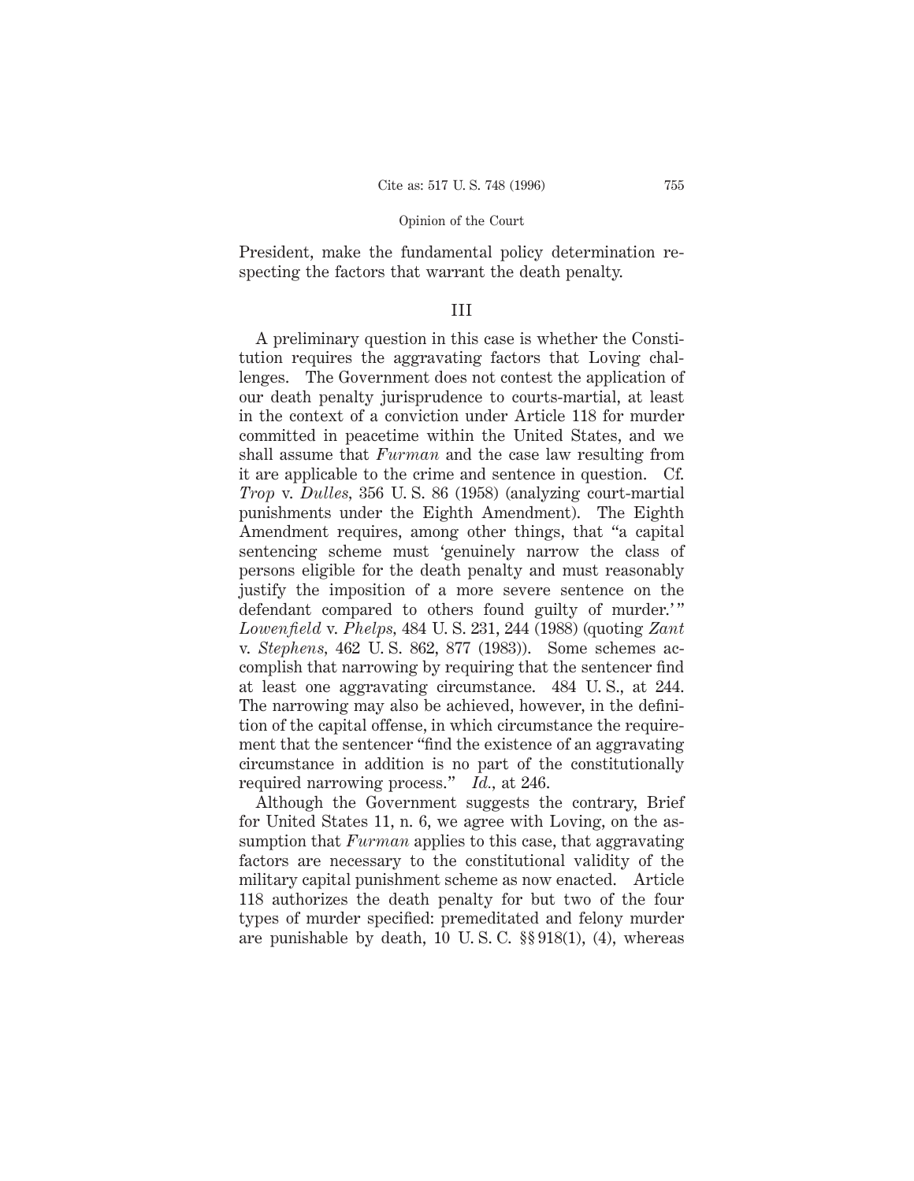President, make the fundamental policy determination respecting the factors that warrant the death penalty.

## III

A preliminary question in this case is whether the Constitution requires the aggravating factors that Loving challenges. The Government does not contest the application of our death penalty jurisprudence to courts-martial, at least in the context of a conviction under Article 118 for murder committed in peacetime within the United States, and we shall assume that *Furman* and the case law resulting from it are applicable to the crime and sentence in question. Cf. *Trop* v. *Dulles,* 356 U. S. 86 (1958) (analyzing court-martial punishments under the Eighth Amendment). The Eighth Amendment requires, among other things, that "a capital sentencing scheme must 'genuinely narrow the class of persons eligible for the death penalty and must reasonably justify the imposition of a more severe sentence on the defendant compared to others found guilty of murder.'" *Lowenfield* v. *Phelps,* 484 U. S. 231, 244 (1988) (quoting *Zant* v. *Stephens,* 462 U. S. 862, 877 (1983)). Some schemes accomplish that narrowing by requiring that the sentencer find at least one aggravating circumstance. 484 U. S., at 244. The narrowing may also be achieved, however, in the definition of the capital offense, in which circumstance the requirement that the sentencer "find the existence of an aggravating circumstance in addition is no part of the constitutionally required narrowing process." *Id.,* at 246.

Although the Government suggests the contrary, Brief for United States 11, n. 6, we agree with Loving, on the assumption that *Furman* applies to this case, that aggravating factors are necessary to the constitutional validity of the military capital punishment scheme as now enacted. Article 118 authorizes the death penalty for but two of the four types of murder specified: premeditated and felony murder are punishable by death, 10 U. S. C. §§ 918(1), (4), whereas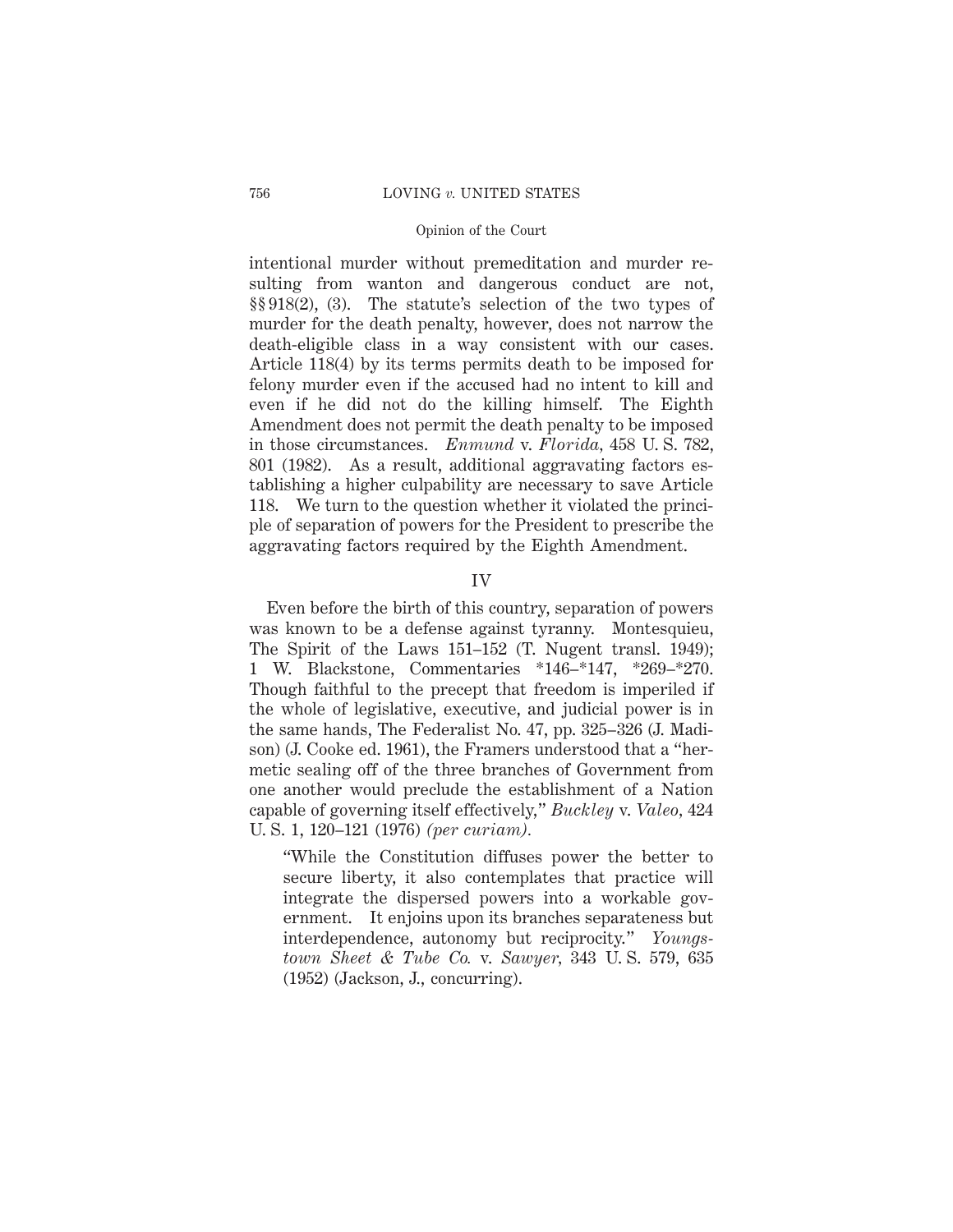intentional murder without premeditation and murder resulting from wanton and dangerous conduct are not, §§ 918(2), (3). The statute's selection of the two types of murder for the death penalty, however, does not narrow the death-eligible class in a way consistent with our cases. Article 118(4) by its terms permits death to be imposed for felony murder even if the accused had no intent to kill and even if he did not do the killing himself. The Eighth Amendment does not permit the death penalty to be imposed in those circumstances. *Enmund* v. *Florida*, 458 U. S. 782, 801 (1982). As a result, additional aggravating factors establishing a higher culpability are necessary to save Article 118. We turn to the question whether it violated the principle of separation of powers for the President to prescribe the aggravating factors required by the Eighth Amendment.

## IV

Even before the birth of this country, separation of powers was known to be a defense against tyranny. Montesquieu, The Spirit of the Laws 151–152 (T. Nugent transl. 1949); 1 W. Blackstone, Commentaries *146–*147, *269–*270. Though faithful to the precept that freedom is imperiled if the whole of legislative, executive, and judicial power is in the same hands, The Federalist No. 47, pp. 325–326 (J. Madison) (J. Cooke ed. 1961), the Framers understood that a "hermetic sealing off of the three branches of Government from one another would preclude the establishment of a Nation capable of governing itself effectively," *Buckley* v. *Valeo*, 424 U. S. 1, 120–121 (1976) *(per curiam).*

> "While the Constitution diffuses power the better to secure liberty, it also contemplates that practice will integrate the dispersed powers into a workable government. It enjoins upon its branches separateness but interdependence, autonomy but reciprocity." *Youngstown Sheet & Tube Co.* v. *Sawyer*, 343 U. S. 579, 635 (1952) (Jackson, J., concurring).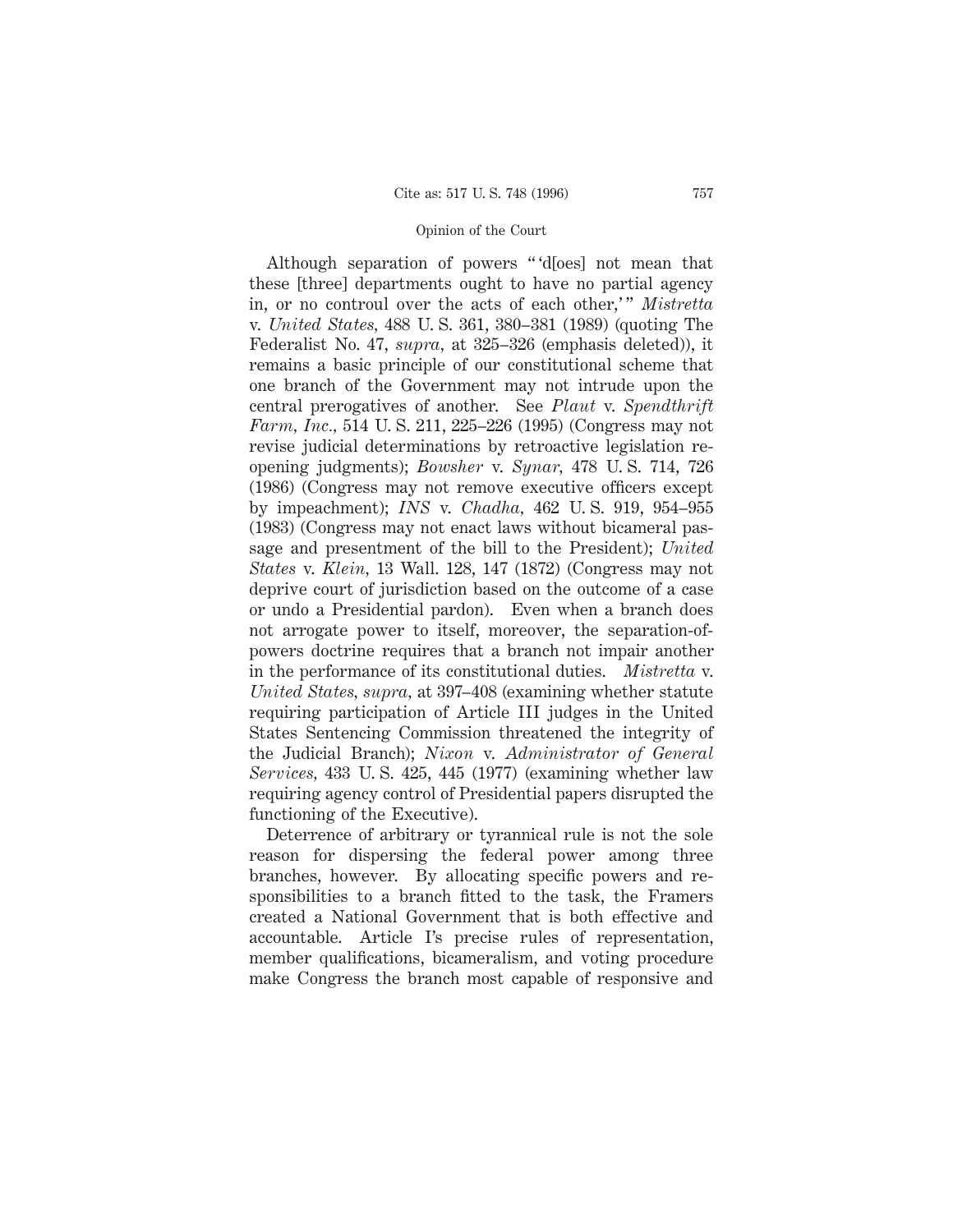Although separation of powers " 'd[oes] not mean that these [three] departments ought to have no partial agency in, or no controul over the acts of each other,' " *Mistretta* v. *United States*, 488 U. S. 361, 380–381 (1989) (quoting The Federalist No. 47, *supra*, at 325–326 (emphasis deleted)), it remains a basic principle of our constitutional scheme that one branch of the Government may not intrude upon the central prerogatives of another. See *Plaut* v. *Spendthrift Farm, Inc.*, 514 U. S. 211, 225–226 (1995) (Congress may not revise judicial determinations by retroactive legislation reopening judgments); *Bowsher* v. *Synar*, 478 U. S. 714, 726 (1986) (Congress may not remove executive officers except by impeachment); *INS* v. *Chadha*, 462 U. S. 919, 954–955 (1983) (Congress may not enact laws without bicameral passage and presentment of the bill to the President); *United States* v. *Klein*, 13 Wall. 128, 147 (1872) (Congress may not deprive court of jurisdiction based on the outcome of a case or undo a Presidential pardon). Even when a branch does not arrogate power to itself, moreover, the separation-of-powers doctrine requires that a branch not impair another in the performance of its constitutional duties. *Mistretta* v. *United States, supra*, at 397–408 (examining whether statute requiring participation of Article III judges in the United States Sentencing Commission threatened the integrity of the Judicial Branch); *Nixon* v. *Administrator of General Services*, 433 U. S. 425, 445 (1977) (examining whether law requiring agency control of Presidential papers disrupted the functioning of the Executive).

Deterrence of arbitrary or tyrannical rule is not the sole reason for dispersing the federal power among three branches, however. By allocating specific powers and responsibilities to a branch fitted to the task, the Framers created a National Government that is both effective and accountable. Article I's precise rules of representation, member qualifications, bicameralism, and voting procedure make Congress the branch most capable of responsive and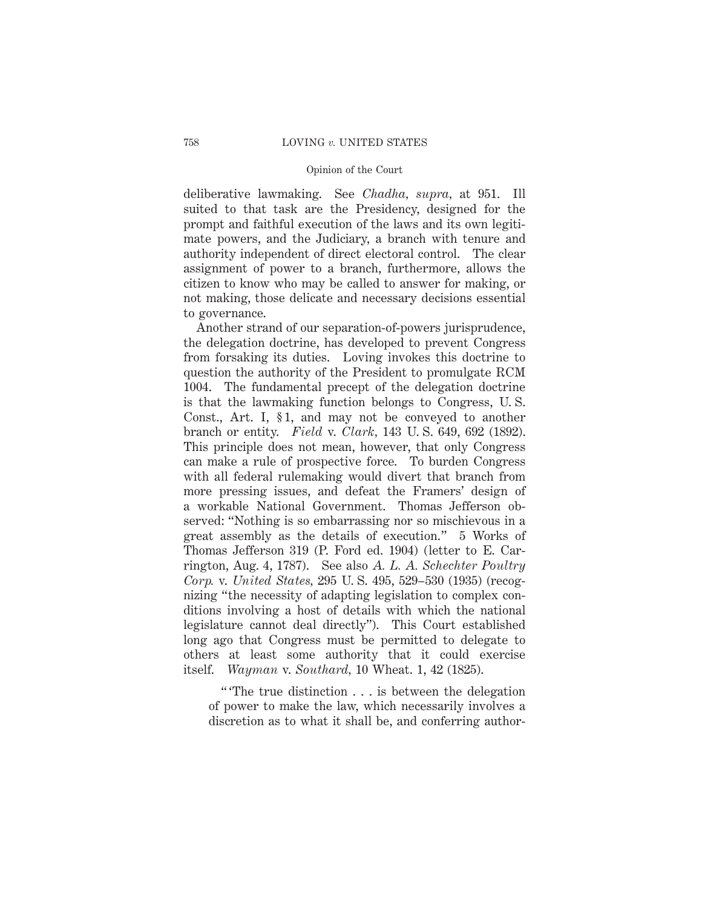deliberative lawmaking. See *Chadha*, *supra*, at 951. Ill suited to that task are the Presidency, designed for the prompt and faithful execution of the laws and its own legitimate powers, and the Judiciary, a branch with tenure and authority independent of direct electoral control. The clear assignment of power to a branch, furthermore, allows the citizen to know who may be called to answer for making, or not making, those delicate and necessary decisions essential to governance.

Another strand of our separation-of-powers jurisprudence, the delegation doctrine, has developed to prevent Congress from forsaking its duties. Loving invokes this doctrine to question the authority of the President to promulgate RCM 1004. The fundamental precept of the delegation doctrine is that the lawmaking function belongs to Congress, U. S. Const., Art. I, § 1, and may not be conveyed to another branch or entity. *Field* v. *Clark*, 143 U. S. 649, 692 (1892). This principle does not mean, however, that only Congress can make a rule of prospective force. To burden Congress with all federal rulemaking would divert that branch from more pressing issues, and defeat the Framers' design of a workable National Government. Thomas Jefferson observed: "Nothing is so embarrassing nor so mischievous in a great assembly as the details of execution." 5 Works of Thomas Jefferson 319 (P. Ford ed. 1904) (letter to E. Carrington, Aug. 4, 1787). See also *A. L. A. Schechter Poultry Corp.* v. *United States*, 295 U. S. 495, 529–530 (1935) (recognizing "the necessity of adapting legislation to complex conditions involving a host of details with which the national legislature cannot deal directly"). This Court established long ago that Congress must be permitted to delegate to others at least some authority that it could exercise itself. *Wayman* v. *Southard*, 10 Wheat. 1, 42 (1825).

> "'The true distinction . . . is between the delegation of power to make the law, which necessarily involves a discretion as to what it shall be, and conferring author-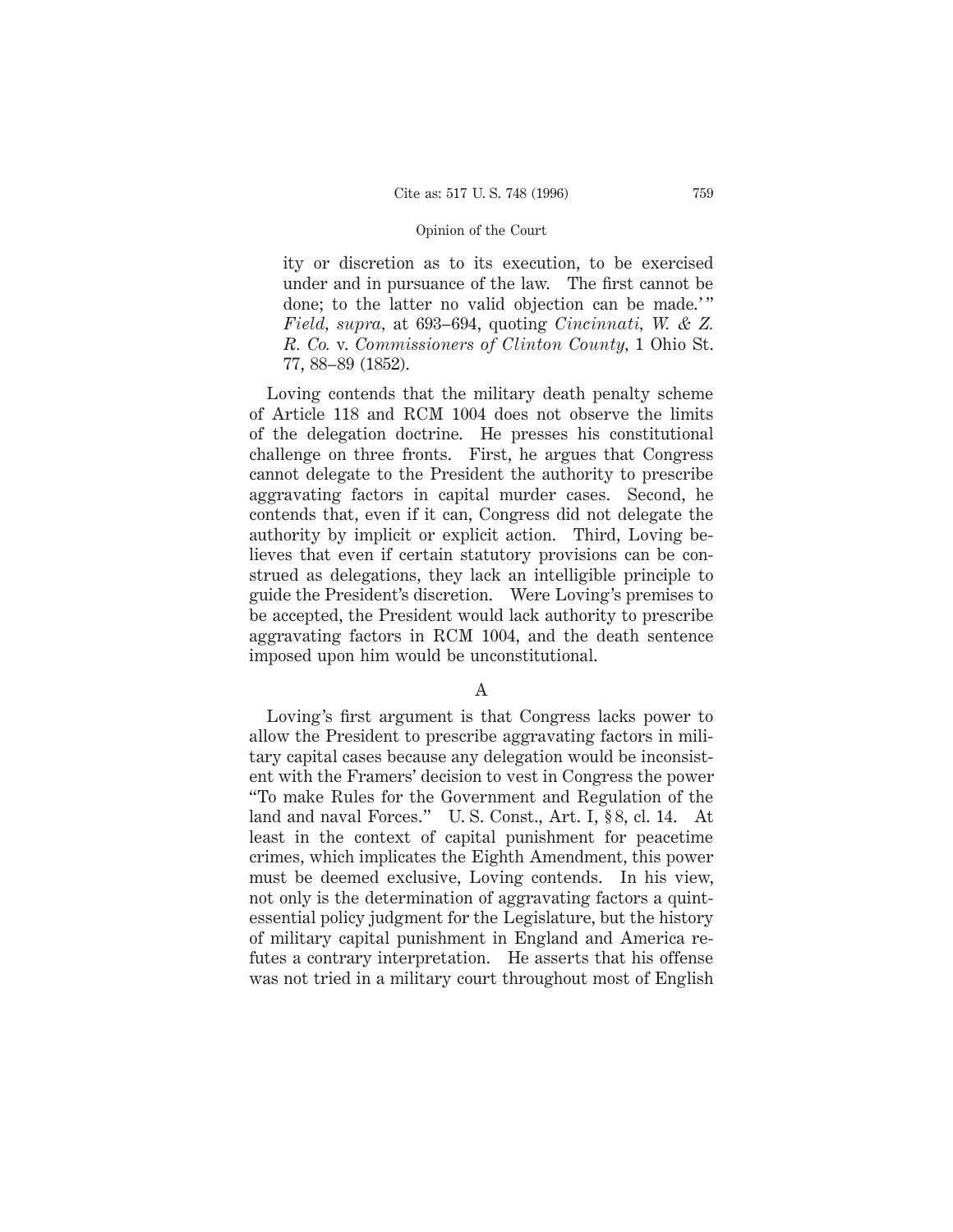ity or discretion as to its execution, to be exercised under and in pursuance of the law. The first cannot be done; to the latter no valid objection can be made.'" *Field*, *supra*, at 693–694, quoting *Cincinnati, W. & Z. R. Co.* v. *Commissioners of Clinton County*, 1 Ohio St. 77, 88–89 (1852).

Loving contends that the military death penalty scheme of Article 118 and RCM 1004 does not observe the limits of the delegation doctrine. He presses his constitutional challenge on three fronts. First, he argues that Congress cannot delegate to the President the authority to prescribe aggravating factors in capital murder cases. Second, he contends that, even if it can, Congress did not delegate the authority by implicit or explicit action. Third, Loving believes that even if certain statutory provisions can be construed as delegations, they lack an intelligible principle to guide the President's discretion. Were Loving's premises to be accepted, the President would lack authority to prescribe aggravating factors in RCM 1004, and the death sentence imposed upon him would be unconstitutional.

### A

Loving's first argument is that Congress lacks power to allow the President to prescribe aggravating factors in military capital cases because any delegation would be inconsistent with the Framers' decision to vest in Congress the power "To make Rules for the Government and Regulation of the land and naval Forces." U. S. Const., Art. I, § 8, cl. 14. At least in the context of capital punishment for peacetime crimes, which implicates the Eighth Amendment, this power must be deemed exclusive, Loving contends. In his view, not only is the determination of aggravating factors a quintessential policy judgment for the Legislature, but the history of military capital punishment in England and America refutes a contrary interpretation. He asserts that his offense was not tried in a military court throughout most of English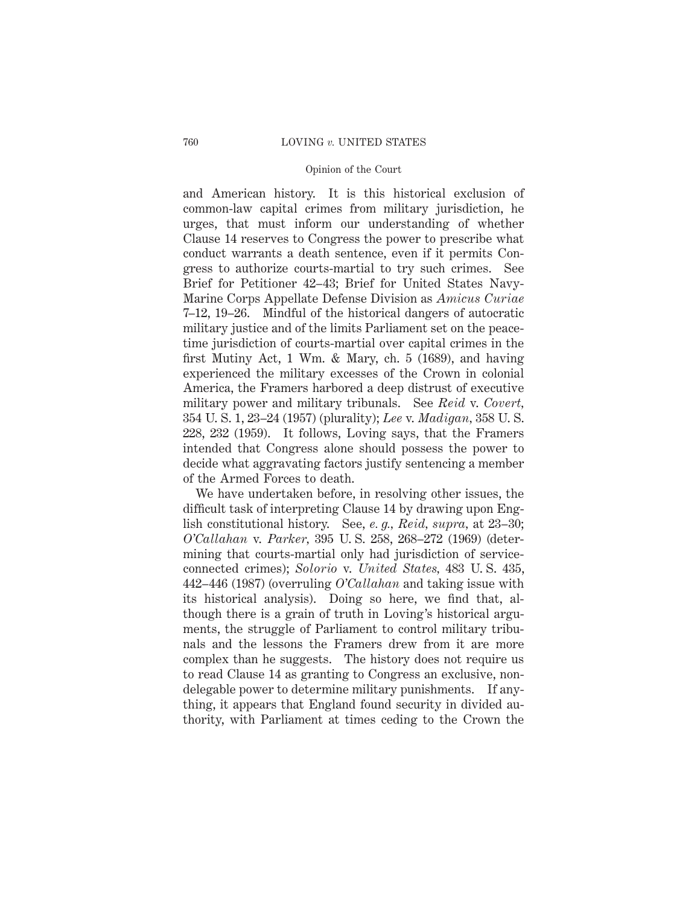and American history. It is this historical exclusion of common-law capital crimes from military jurisdiction, he urges, that must inform our understanding of whether Clause 14 reserves to Congress the power to prescribe what conduct warrants a death sentence, even if it permits Congress to authorize courts-martial to try such crimes. See Brief for Petitioner 42–43; Brief for United States Navy-Marine Corps Appellate Defense Division as *Amicus Curiae* 7–12, 19–26. Mindful of the historical dangers of autocratic military justice and of the limits Parliament set on the peacetime jurisdiction of courts-martial over capital crimes in the first Mutiny Act, 1 Wm. & Mary, ch. 5 (1689), and having experienced the military excesses of the Crown in colonial America, the Framers harbored a deep distrust of executive military power and military tribunals. See *Reid* v. *Covert*, 354 U. S. 1, 23–24 (1957) (plurality); *Lee* v. *Madigan*, 358 U. S. 228, 232 (1959). It follows, Loving says, that the Framers intended that Congress alone should possess the power to decide what aggravating factors justify sentencing a member of the Armed Forces to death.

We have undertaken before, in resolving other issues, the difficult task of interpreting Clause 14 by drawing upon English constitutional history. See, *e. g.*, *Reid*, *supra*, at 23–30; *O'Callahan* v. *Parker*, 395 U. S. 258, 268–272 (1969) (determining that courts-martial only had jurisdiction of service-connected crimes); *Solorio* v. *United States*, 483 U. S. 435, 442–446 (1987) (overruling *O'Callahan* and taking issue with its historical analysis). Doing so here, we find that, although there is a grain of truth in Loving's historical arguments, the struggle of Parliament to control military tribunals and the lessons the Framers drew from it are more complex than he suggests. The history does not require us to read Clause 14 as granting to Congress an exclusive, nondelegable power to determine military punishments. If anything, it appears that England found security in divided authority, with Parliament at times ceding to the Crown the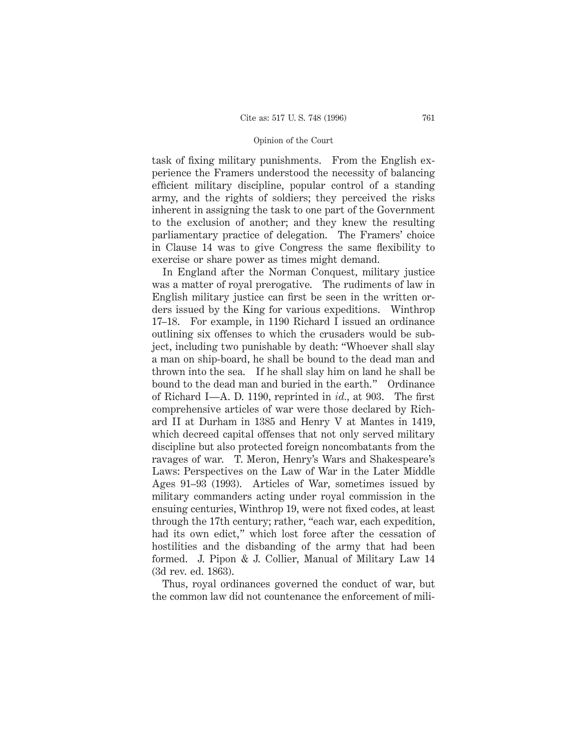task of fixing military punishments. From the English experience the Framers understood the necessity of balancing efficient military discipline, popular control of a standing army, and the rights of soldiers; they perceived the risks inherent in assigning the task to one part of the Government to the exclusion of another; and they knew the resulting parliamentary practice of delegation. The Framers' choice in Clause 14 was to give Congress the same flexibility to exercise or share power as times might demand.

In England after the Norman Conquest, military justice was a matter of royal prerogative. The rudiments of law in English military justice can first be seen in the written orders issued by the King for various expeditions. Winthrop 17–18. For example, in 1190 Richard I issued an ordinance outlining six offenses to which the crusaders would be subject, including two punishable by death: "Whoever shall slay a man on ship-board, he shall be bound to the dead man and thrown into the sea. If he shall slay him on land he shall be bound to the dead man and buried in the earth." Ordinance of Richard I—A. D. 1190, reprinted in *id.,* at 903. The first comprehensive articles of war were those declared by Richard II at Durham in 1385 and Henry V at Mantes in 1419, which decreed capital offenses that not only served military discipline but also protected foreign noncombatants from the ravages of war. T. Meron, Henry's Wars and Shakespeare's Laws: Perspectives on the Law of War in the Later Middle Ages 91–93 (1993). Articles of War, sometimes issued by military commanders acting under royal commission in the ensuing centuries, Winthrop 19, were not fixed codes, at least through the 17th century; rather, "each war, each expedition, had its own edict," which lost force after the cessation of hostilities and the disbanding of the army that had been formed. J. Pipon & J. Collier, Manual of Military Law 14 (3d rev. ed. 1863).

Thus, royal ordinances governed the conduct of war, but the common law did not countenance the enforcement of mili-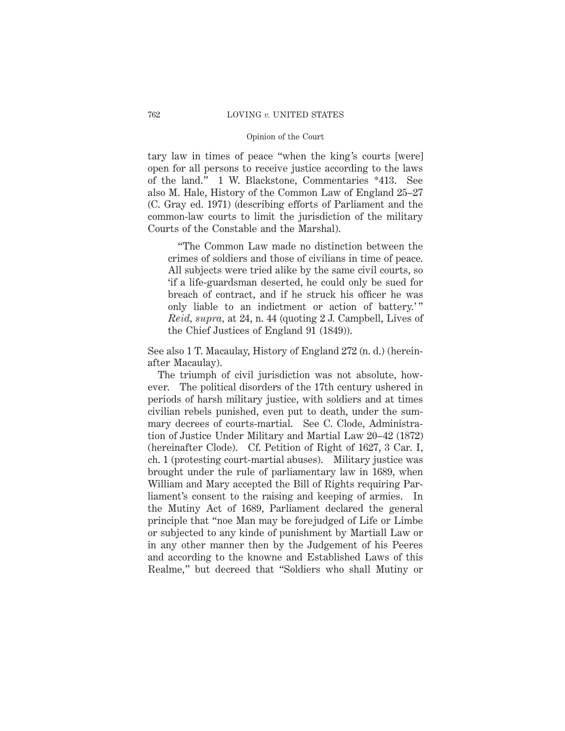tary law in times of peace "when the king's courts [were] open for all persons to receive justice according to the laws of the land." 1 W. Blackstone, Commentaries *413. See also M. Hale, History of the Common Law of England 25–27 (C. Gray ed. 1971) (describing efforts of Parliament and the common-law courts to limit the jurisdiction of the military Courts of the Constable and the Marshal).

> "The Common Law made no distinction between the crimes of soldiers and those of civilians in time of peace. All subjects were tried alike by the same civil courts, so 'if a life-guardsman deserted, he could only be sued for breach of contract, and if he struck his officer he was only liable to an indictment or action of battery.'" *Reid*, *supra*, at 24, n. 44 (quoting 2 J. Campbell, Lives of the Chief Justices of England 91 (1849)).

See also 1 T. Macaulay, History of England 272 (n. d.) (hereinafter Macaulay).

The triumph of civil jurisdiction was not absolute, however. The political disorders of the 17th century ushered in periods of harsh military justice, with soldiers and at times civilian rebels punished, even put to death, under the summary decrees of courts-martial. See C. Clode, Administration of Justice Under Military and Martial Law 20–42 (1872) (hereinafter Clode). Cf. Petition of Right of 1627, 3 Car. I, ch. 1 (protesting court-martial abuses). Military justice was brought under the rule of parliamentary law in 1689, when William and Mary accepted the Bill of Rights requiring Parliament's consent to the raising and keeping of armies. In the Mutiny Act of 1689, Parliament declared the general principle that "noe Man may be forejudged of Life or Limbe or subjected to any kinde of punishment by Martiall Law or in any other manner then by the Judgement of his Peeres and according to the knowne and Established Laws of this Realme," but decreed that "Soldiers who shall Mutiny or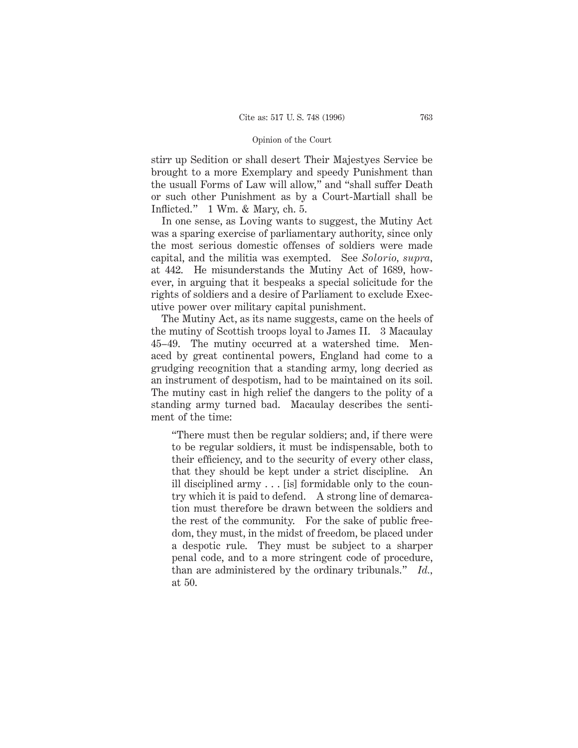stirr up Sedition or shall desert Their Majestyes Service be brought to a more Exemplary and speedy Punishment than the usuall Forms of Law will allow," and "shall suffer Death or such other Punishment as by a Court-Martiall shall be Inflicted." 1 Wm. & Mary, ch. 5.

In one sense, as Loving wants to suggest, the Mutiny Act was a sparing exercise of parliamentary authority, since only the most serious domestic offenses of soldiers were made capital, and the militia was exempted. See *Solorio, supra,* at 442. He misunderstands the Mutiny Act of 1689, however, in arguing that it bespeaks a special solicitude for the rights of soldiers and a desire of Parliament to exclude Executive power over military capital punishment.

The Mutiny Act, as its name suggests, came on the heels of the mutiny of Scottish troops loyal to James II. 3 Macaulay 45–49. The mutiny occurred at a watershed time. Menaced by great continental powers, England had come to a grudging recognition that a standing army, long decried as an instrument of despotism, had to be maintained on its soil. The mutiny cast in high relief the dangers to the polity of a standing army turned bad. Macaulay describes the sentiment of the time:

> "There must then be regular soldiers; and, if there were to be regular soldiers, it must be indispensable, both to their efficiency, and to the security of every other class, that they should be kept under a strict discipline. An ill disciplined army . . . [is] formidable only to the country which it is paid to defend. A strong line of demarcation must therefore be drawn between the soldiers and the rest of the community. For the sake of public freedom, they must, in the midst of freedom, be placed under a despotic rule. They must be subject to a sharper penal code, and to a more stringent code of procedure, than are administered by the ordinary tribunals." *Id.*, at 50.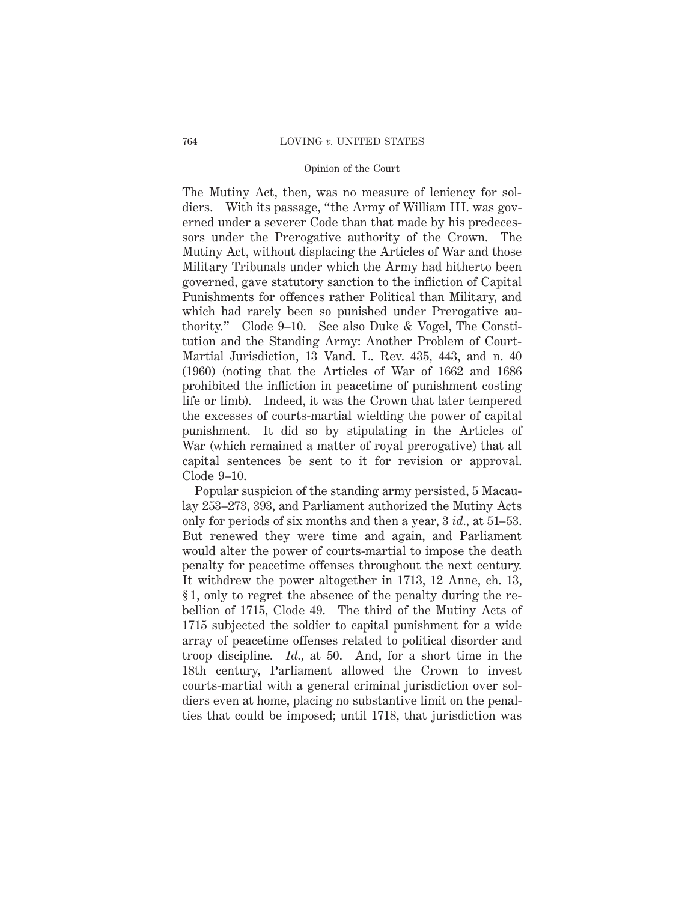The Mutiny Act, then, was no measure of leniency for soldiers. With its passage, "the Army of William III. was governed under a severer Code than that made by his predecessors under the Prerogative authority of the Crown. The Mutiny Act, without displacing the Articles of War and those Military Tribunals under which the Army had hitherto been governed, gave statutory sanction to the infliction of Capital Punishments for offences rather Political than Military, and which had rarely been so punished under Prerogative authority." Clode 9–10. See also Duke & Vogel, The Constitution and the Standing Army: Another Problem of Court-Martial Jurisdiction, 13 Vand. L. Rev. 435, 443, and n. 40 (1960) (noting that the Articles of War of 1662 and 1686 prohibited the infliction in peacetime of punishment costing life or limb). Indeed, it was the Crown that later tempered the excesses of courts-martial wielding the power of capital punishment. It did so by stipulating in the Articles of War (which remained a matter of royal prerogative) that all capital sentences be sent to it for revision or approval. Clode 9–10.

Popular suspicion of the standing army persisted, 5 Macaulay 253–273, 393, and Parliament authorized the Mutiny Acts only for periods of six months and then a year, 3 *id.*, at 51–53. But renewed they were time and again, and Parliament would alter the power of courts-martial to impose the death penalty for peacetime offenses throughout the next century. It withdrew the power altogether in 1713, 12 Anne, ch. 13, § 1, only to regret the absence of the penalty during the rebellion of 1715, Clode 49. The third of the Mutiny Acts of 1715 subjected the soldier to capital punishment for a wide array of peacetime offenses related to political disorder and troop discipline. *Id.*, at 50. And, for a short time in the 18th century, Parliament allowed the Crown to invest courts-martial with a general criminal jurisdiction over soldiers even at home, placing no substantive limit on the penalties that could be imposed; until 1718, that jurisdiction was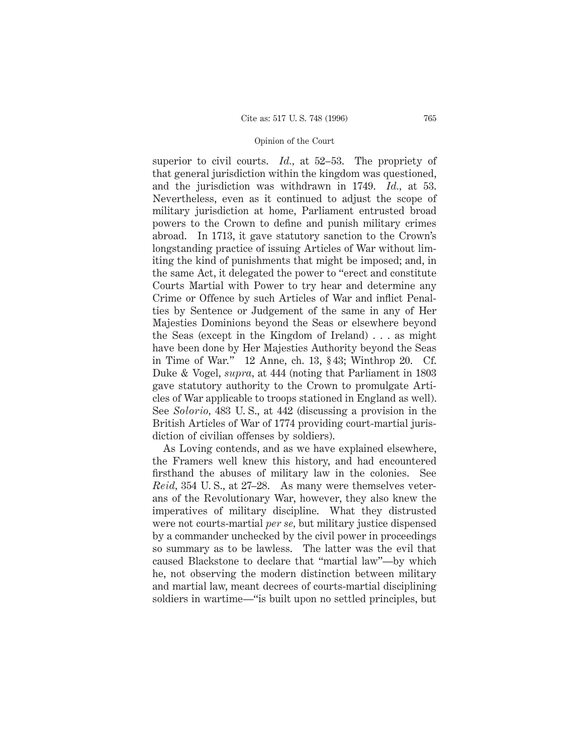superior to civil courts. *Id.*, at 52–53. The propriety of that general jurisdiction within the kingdom was questioned, and the jurisdiction was withdrawn in 1749. *Id.*, at 53. Nevertheless, even as it continued to adjust the scope of military jurisdiction at home, Parliament entrusted broad powers to the Crown to define and punish military crimes abroad. In 1713, it gave statutory sanction to the Crown's longstanding practice of issuing Articles of War without limiting the kind of punishments that might be imposed; and, in the same Act, it delegated the power to "erect and constitute Courts Martial with Power to try hear and determine any Crime or Offence by such Articles of War and inflict Penalties by Sentence or Judgement of the same in any of Her Majesties Dominions beyond the Seas or elsewhere beyond the Seas (except in the Kingdom of Ireland) . . . as might have been done by Her Majesties Authority beyond the Seas in Time of War." 12 Anne, ch. 13, § 43; Winthrop 20. Cf. Duke & Vogel, *supra*, at 444 (noting that Parliament in 1803 gave statutory authority to the Crown to promulgate Articles of War applicable to troops stationed in England as well). See *Solorio*, 483 U. S., at 442 (discussing a provision in the British Articles of War of 1774 providing court-martial jurisdiction of civilian offenses by soldiers).

As Loving contends, and as we have explained elsewhere, the Framers well knew this history, and had encountered firsthand the abuses of military law in the colonies. See *Reid*, 354 U. S., at 27–28. As many were themselves veterans of the Revolutionary War, however, they also knew the imperatives of military discipline. What they distrusted were not courts-martial *per se*, but military justice dispensed by a commander unchecked by the civil power in proceedings so summary as to be lawless. The latter was the evil that caused Blackstone to declare that "martial law"—by which he, not observing the modern distinction between military and martial law, meant decrees of courts-martial disciplining soldiers in wartime—"is built upon no settled principles, but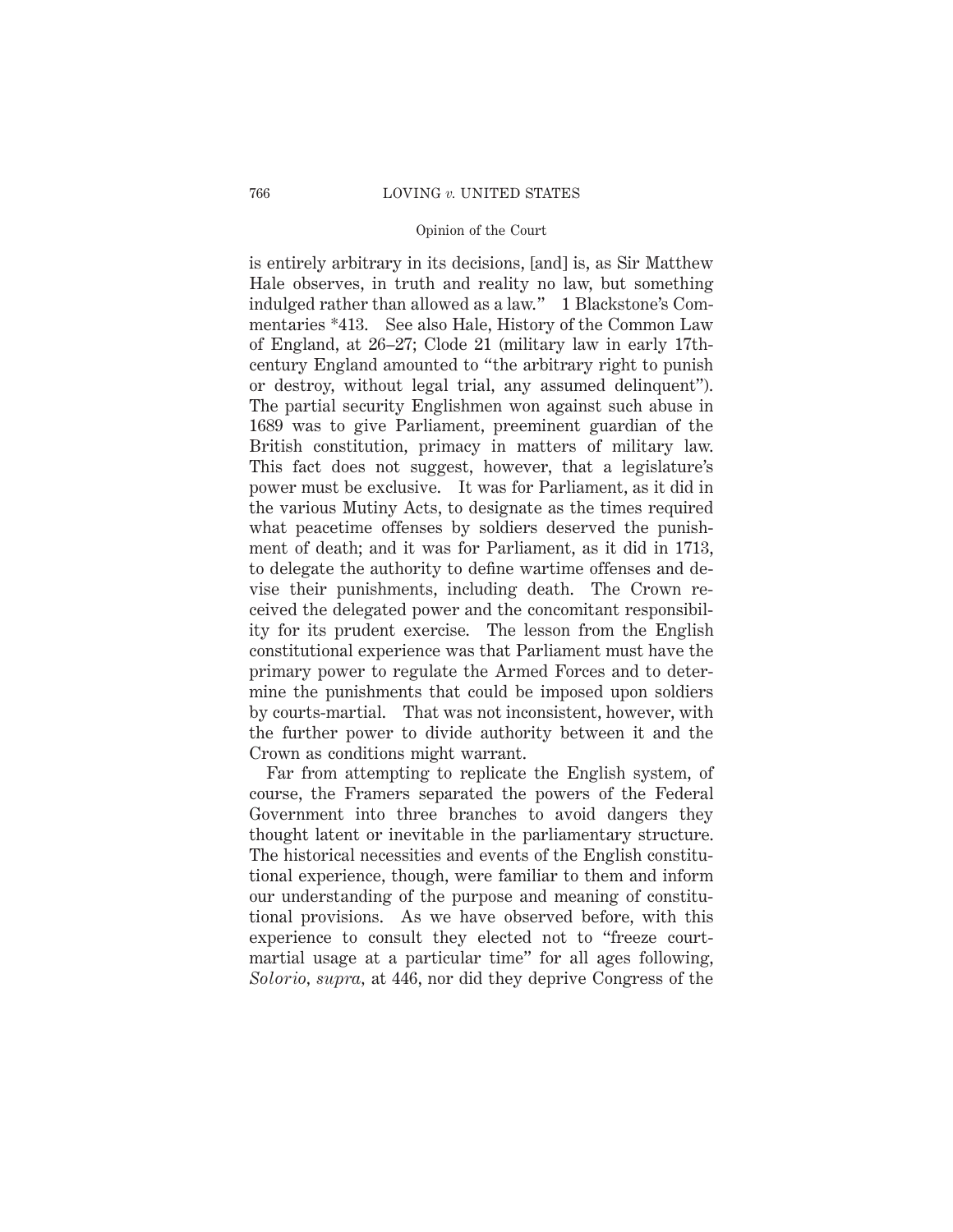is entirely arbitrary in its decisions, [and] is, as Sir Matthew Hale observes, in truth and reality no law, but something indulged rather than allowed as a law." 1 Blackstone's Commentaries *413. See also Hale, History of the Common Law of England, at 26–27; Clode 21 (military law in early 17th-century England amounted to "the arbitrary right to punish or destroy, without legal trial, any assumed delinquent"). The partial security Englishmen won against such abuse in 1689 was to give Parliament, preeminent guardian of the British constitution, primacy in matters of military law. This fact does not suggest, however, that a legislature's power must be exclusive. It was for Parliament, as it did in the various Mutiny Acts, to designate as the times required what peacetime offenses by soldiers deserved the punishment of death; and it was for Parliament, as it did in 1713, to delegate the authority to define wartime offenses and devise their punishments, including death. The Crown received the delegated power and the concomitant responsibility for its prudent exercise. The lesson from the English constitutional experience was that Parliament must have the primary power to regulate the Armed Forces and to determine the punishments that could be imposed upon soldiers by courts-martial. That was not inconsistent, however, with the further power to divide authority between it and the Crown as conditions might warrant.

Far from attempting to replicate the English system, of course, the Framers separated the powers of the Federal Government into three branches to avoid dangers they thought latent or inevitable in the parliamentary structure. The historical necessities and events of the English constitutional experience, though, were familiar to them and inform our understanding of the purpose and meaning of constitutional provisions. As we have observed before, with this experience to consult they elected not to "freeze court-martial usage at a particular time" for all ages following, *Solorio*, *supra*, at 446, nor did they deprive Congress of the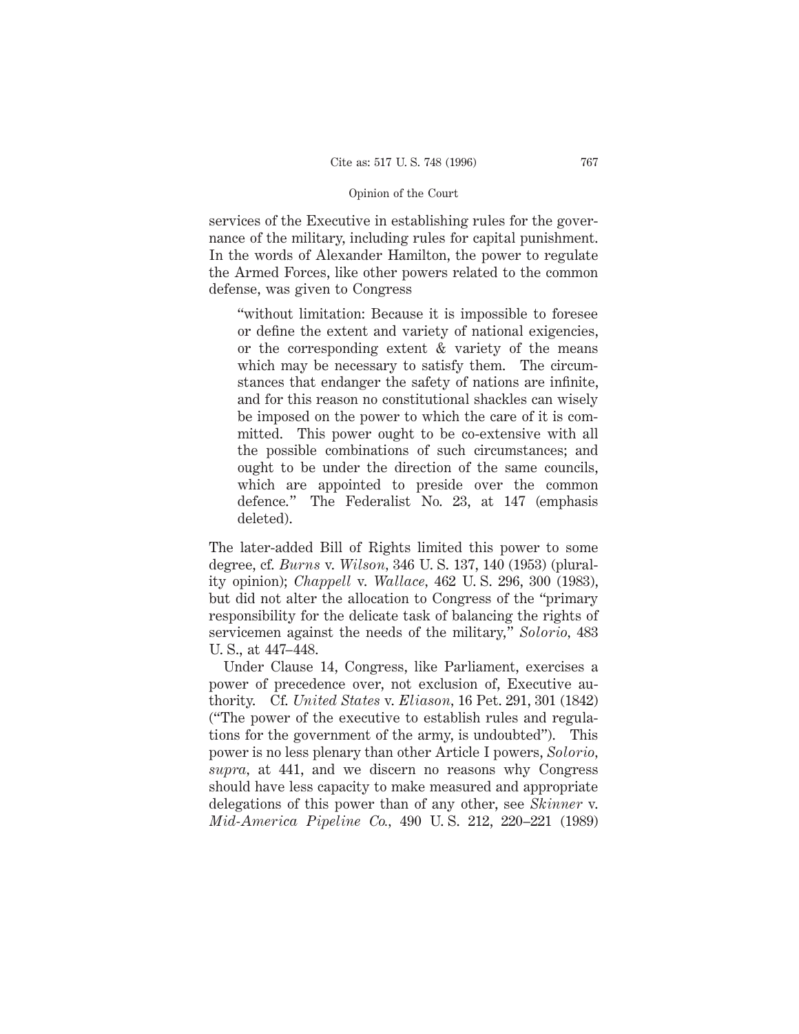services of the Executive in establishing rules for the governance of the military, including rules for capital punishment. In the words of Alexander Hamilton, the power to regulate the Armed Forces, like other powers related to the common defense, was given to Congress

> "without limitation: Because it is impossible to foresee or define the extent and variety of national exigencies, or the corresponding extent & variety of the means which may be necessary to satisfy them. The circumstances that endanger the safety of nations are infinite, and for this reason no constitutional shackles can wisely be imposed on the power to which the care of it is committed. This power ought to be co-extensive with all the possible combinations of such circumstances; and ought to be under the direction of the same councils, which are appointed to preside over the common defence." The Federalist No. 23, at 147 (emphasis deleted).

The later-added Bill of Rights limited this power to some degree, cf. *Burns* v. *Wilson*, 346 U. S. 137, 140 (1953) (plurality opinion); *Chappell* v. *Wallace*, 462 U. S. 296, 300 (1983), but did not alter the allocation to Congress of the "primary responsibility for the delicate task of balancing the rights of servicemen against the needs of the military," *Solorio*, 483 U. S., at 447–448.

Under Clause 14, Congress, like Parliament, exercises a power of precedence over, not exclusion of, Executive authority. Cf. *United States* v. *Eliason*, 16 Pet. 291, 301 (1842) ("The power of the executive to establish rules and regulations for the government of the army, is undoubted"). This power is no less plenary than other Article I powers, *Solorio*, *supra*, at 441, and we discern no reasons why Congress should have less capacity to make measured and appropriate delegations of this power than of any other, see *Skinner* v. *Mid-America Pipeline Co.*, 490 U. S. 212, 220–221 (1989)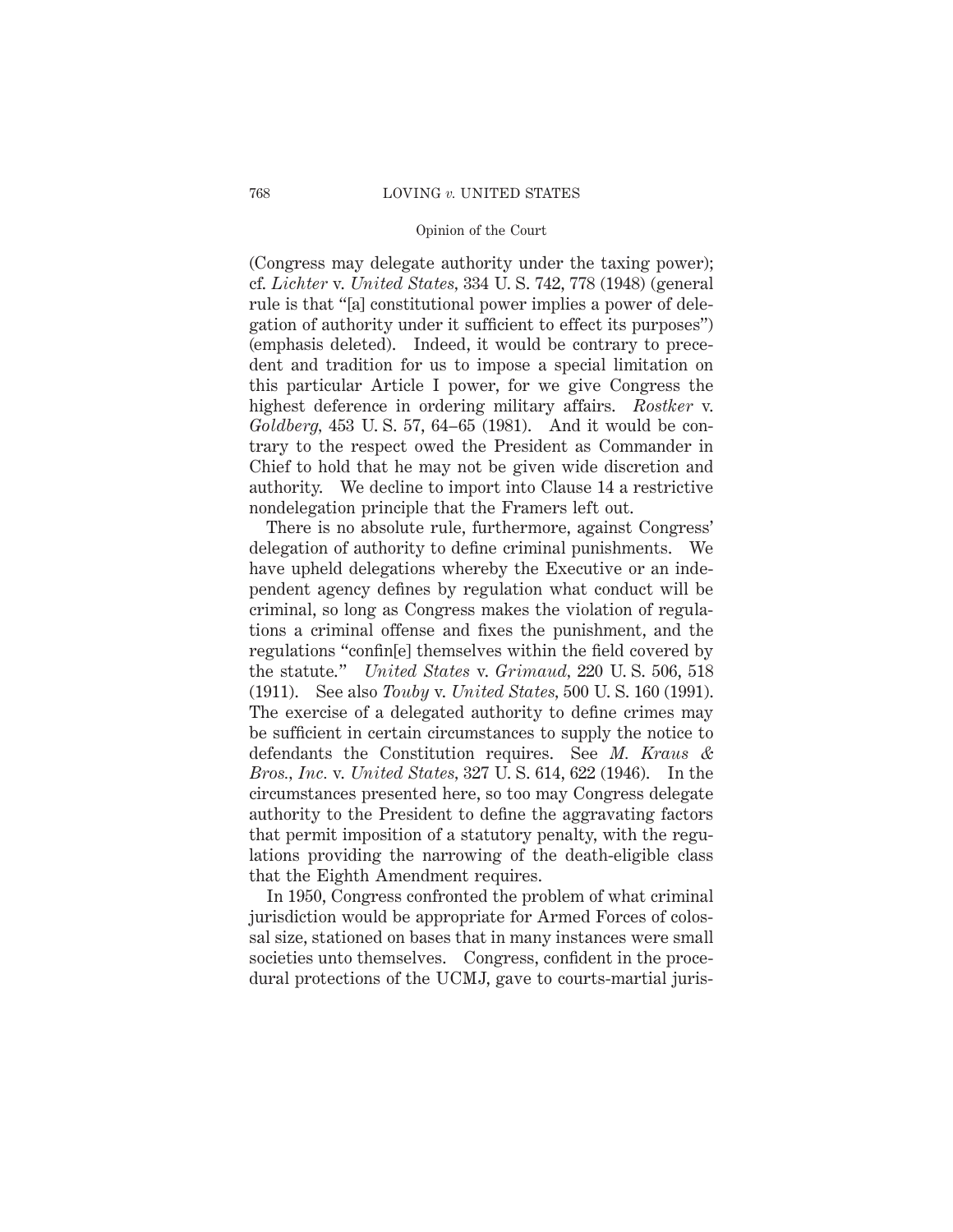(Congress may delegate authority under the taxing power); cf. *Lichter* v. *United States,* 334 U. S. 742, 778 (1948) (general rule is that "[a] constitutional power implies a power of delegation of authority under it sufficient to effect its purposes") (emphasis deleted). Indeed, it would be contrary to precedent and tradition for us to impose a special limitation on this particular Article I power, for we give Congress the highest deference in ordering military affairs. *Rostker* v. *Goldberg,* 453 U. S. 57, 64–65 (1981). And it would be contrary to the respect owed the President as Commander in Chief to hold that he may not be given wide discretion and authority. We decline to import into Clause 14 a restrictive nondelegation principle that the Framers left out.

There is no absolute rule, furthermore, against Congress' delegation of authority to define criminal punishments. We have upheld delegations whereby the Executive or an independent agency defines by regulation what conduct will be criminal, so long as Congress makes the violation of regulations a criminal offense and fixes the punishment, and the regulations "confin[e] themselves within the field covered by the statute." *United States* v. *Grimaud,* 220 U. S. 506, 518 (1911). See also *Touby* v. *United States,* 500 U. S. 160 (1991). The exercise of a delegated authority to define crimes may be sufficient in certain circumstances to supply the notice to defendants the Constitution requires. See *M. Kraus & Bros., Inc.* v. *United States,* 327 U. S. 614, 622 (1946). In the circumstances presented here, so too may Congress delegate authority to the President to define the aggravating factors that permit imposition of a statutory penalty, with the regulations providing the narrowing of the death-eligible class that the Eighth Amendment requires.

In 1950, Congress confronted the problem of what criminal jurisdiction would be appropriate for Armed Forces of colossal size, stationed on bases that in many instances were small societies unto themselves. Congress, confident in the procedural protections of the UCMJ, gave to courts-martial juris-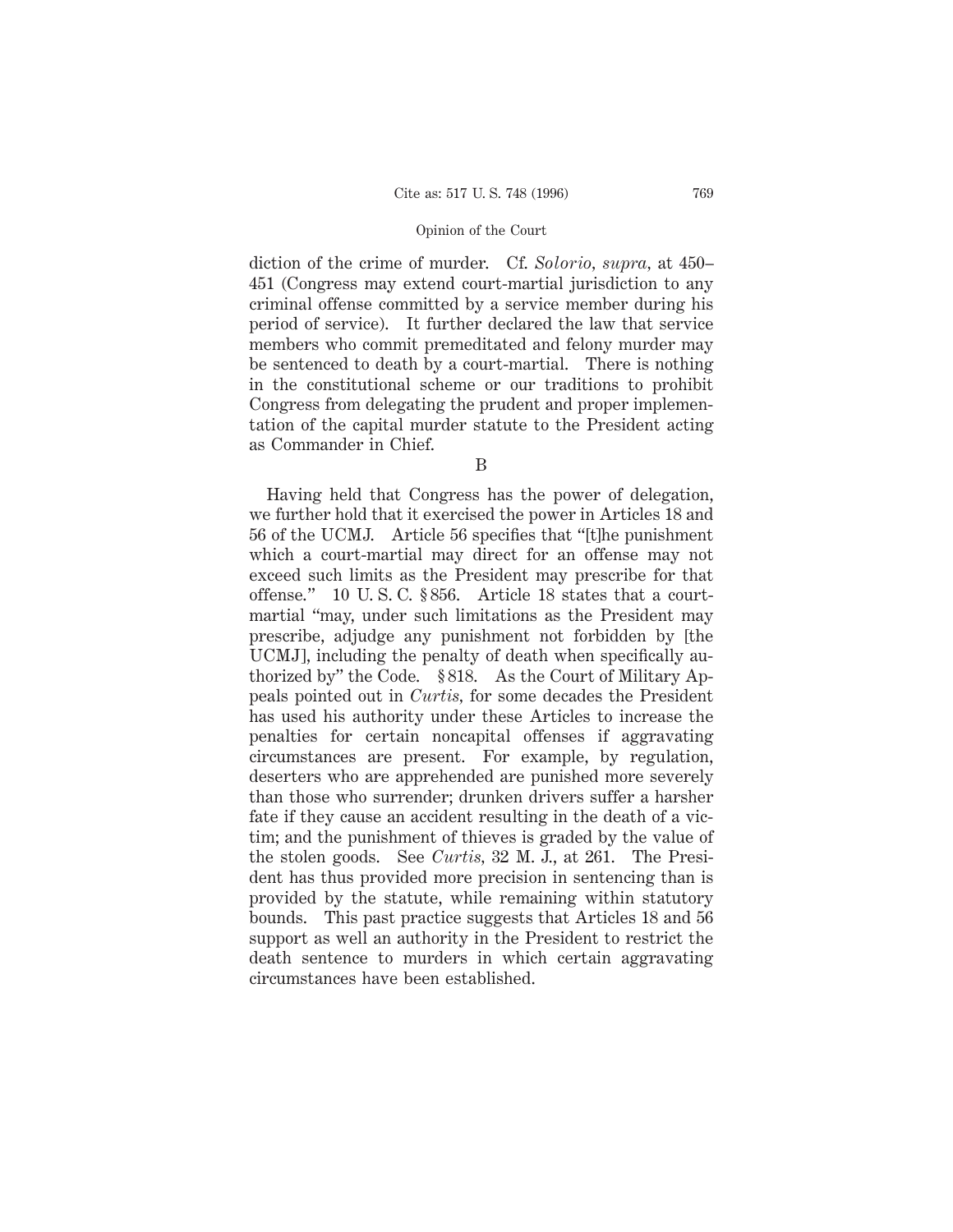diction of the crime of murder. Cf. *Solorio*, *supra*, at 450–451 (Congress may extend court-martial jurisdiction to any criminal offense committed by a service member during his period of service). It further declared the law that service members who commit premeditated and felony murder may be sentenced to death by a court-martial. There is nothing in the constitutional scheme or our traditions to prohibit Congress from delegating the prudent and proper implementation of the capital murder statute to the President acting as Commander in Chief.

B

Having held that Congress has the power of delegation, we further hold that it exercised the power in Articles 18 and 56 of the UCMJ. Article 56 specifies that "[t]he punishment which a court-martial may direct for an offense may not exceed such limits as the President may prescribe for that offense." 10 U. S. C. § 856. Article 18 states that a court-martial "may, under such limitations as the President may prescribe, adjudge any punishment not forbidden by [the UCMJ], including the penalty of death when specifically authorized by" the Code. § 818. As the Court of Military Appeals pointed out in *Curtis*, for some decades the President has used his authority under these Articles to increase the penalties for certain noncapital offenses if aggravating circumstances are present. For example, by regulation, deserters who are apprehended are punished more severely than those who surrender; drunken drivers suffer a harsher fate if they cause an accident resulting in the death of a victim; and the punishment of thieves is graded by the value of the stolen goods. See *Curtis*, 32 M. J., at 261. The President has thus provided more precision in sentencing than is provided by the statute, while remaining within statutory bounds. This past practice suggests that Articles 18 and 56 support as well an authority in the President to restrict the death sentence to murders in which certain aggravating circumstances have been established.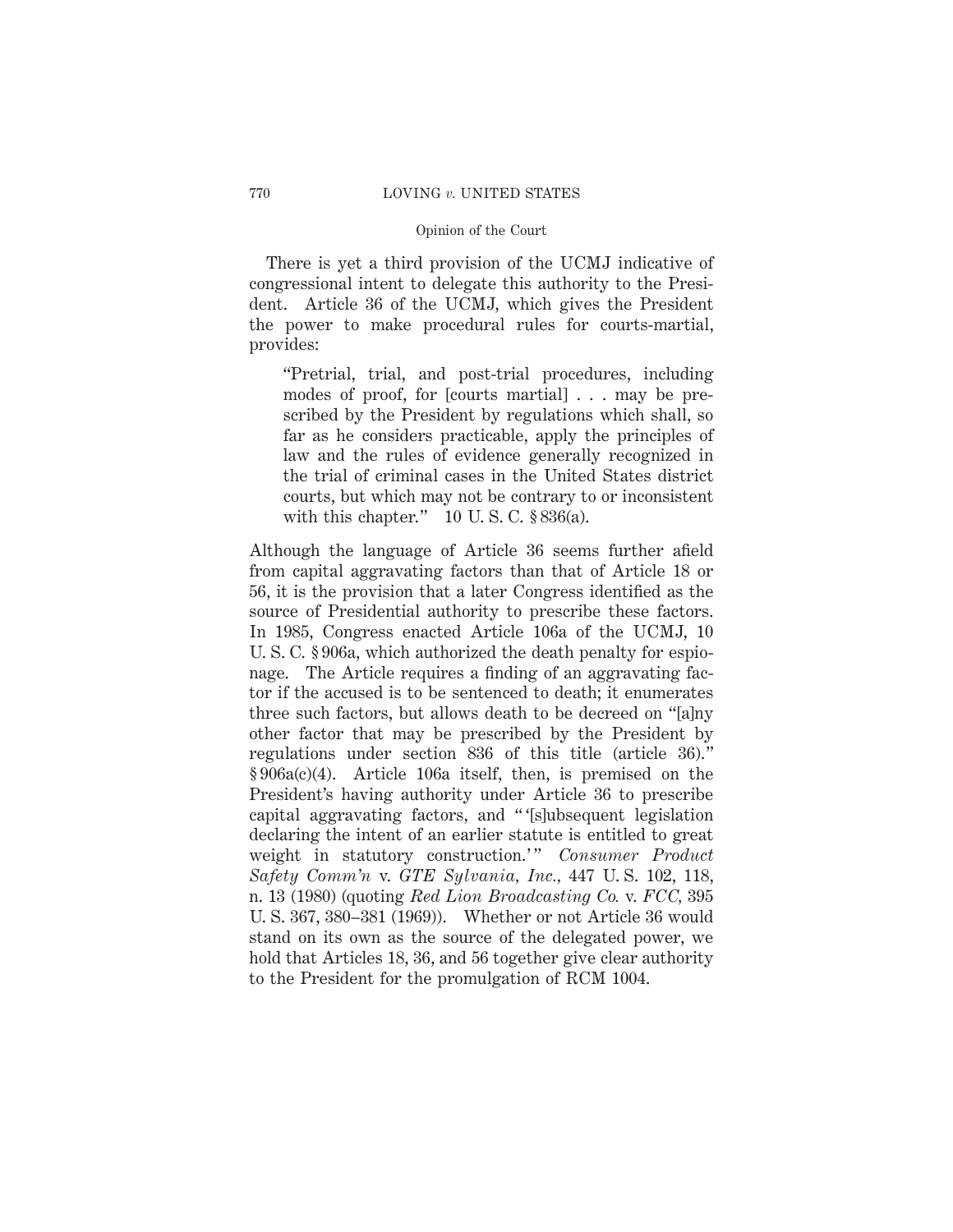There is yet a third provision of the UCMJ indicative of congressional intent to delegate this authority to the President. Article 36 of the UCMJ, which gives the President the power to make procedural rules for courts-martial, provides:

> "Pretrial, trial, and post-trial procedures, including modes of proof, for [courts martial] . . . may be prescribed by the President by regulations which shall, so far as he considers practicable, apply the principles of law and the rules of evidence generally recognized in the trial of criminal cases in the United States district courts, but which may not be contrary to or inconsistent with this chapter." 10 U. S. C. § 836(a).

Although the language of Article 36 seems further afield from capital aggravating factors than that of Article 18 or 56, it is the provision that a later Congress identified as the source of Presidential authority to prescribe these factors. In 1985, Congress enacted Article 106a of the UCMJ, 10 U. S. C. § 906a, which authorized the death penalty for espionage. The Article requires a finding of an aggravating factor if the accused is to be sentenced to death; it enumerates three such factors, but allows death to be decreed on "[a]ny other factor that may be prescribed by the President by regulations under section 836 of this title (article 36)." § 906a(c)(4). Article 106a itself, then, is premised on the President's having authority under Article 36 to prescribe capital aggravating factors, and " '[s]ubsequent legislation declaring the intent of an earlier statute is entitled to great weight in statutory construction.' " *Consumer Product Safety Comm'n* v. *GTE Sylvania, Inc.*, 447 U. S. 102, 118, n. 13 (1980) (quoting *Red Lion Broadcasting Co.* v. *FCC*, 395 U. S. 367, 380–381 (1969)). Whether or not Article 36 would stand on its own as the source of the delegated power, we hold that Articles 18, 36, and 56 together give clear authority to the President for the promulgation of RCM 1004.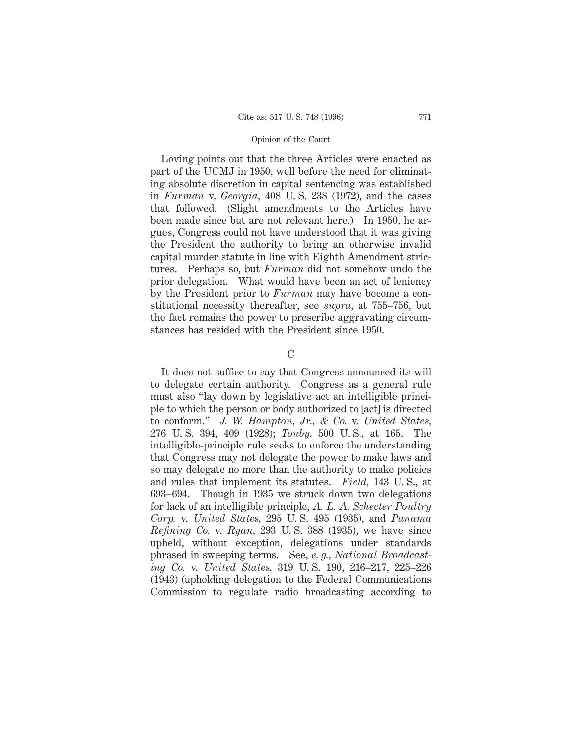Loving points out that the three Articles were enacted as part of the UCMJ in 1950, well before the need for eliminating absolute discretion in capital sentencing was established in *Furman* v. *Georgia*, 408 U. S. 238 (1972), and the cases that followed. (Slight amendments to the Articles have been made since but are not relevant here.) In 1950, he argues, Congress could not have understood that it was giving the President the authority to bring an otherwise invalid capital murder statute in line with Eighth Amendment strictures. Perhaps so, but *Furman* did not somehow undo the prior delegation. What would have been an act of leniency by the President prior to *Furman* may have become a constitutional necessity thereafter, see *supra*, at 755–756, but the fact remains the power to prescribe aggravating circumstances has resided with the President since 1950.

C

It does not suffice to say that Congress announced its will to delegate certain authority. Congress as a general rule must also "lay down by legislative act an intelligible principle to which the person or body authorized to [act] is directed to conform." *J. W. Hampton, Jr., & Co.* v. *United States*, 276 U. S. 394, 409 (1928); *Touby*, 500 U. S., at 165. The intelligible-principle rule seeks to enforce the understanding that Congress may not delegate the power to make laws and so may delegate no more than the authority to make policies and rules that implement its statutes. *Field*, 143 U. S., at 693–694. Though in 1935 we struck down two delegations for lack of an intelligible principle, *A. L. A. Schecter Poultry Corp.* v. *United States*, 295 U. S. 495 (1935), and *Panama Refining Co.* v. *Ryan*, 293 U. S. 388 (1935), we have since upheld, without exception, delegations under standards phrased in sweeping terms. See, *e. g.*, *National Broadcasting Co.* v. *United States*, 319 U. S. 190, 216–217, 225–226 (1943) (upholding delegation to the Federal Communications Commission to regulate radio broadcasting according to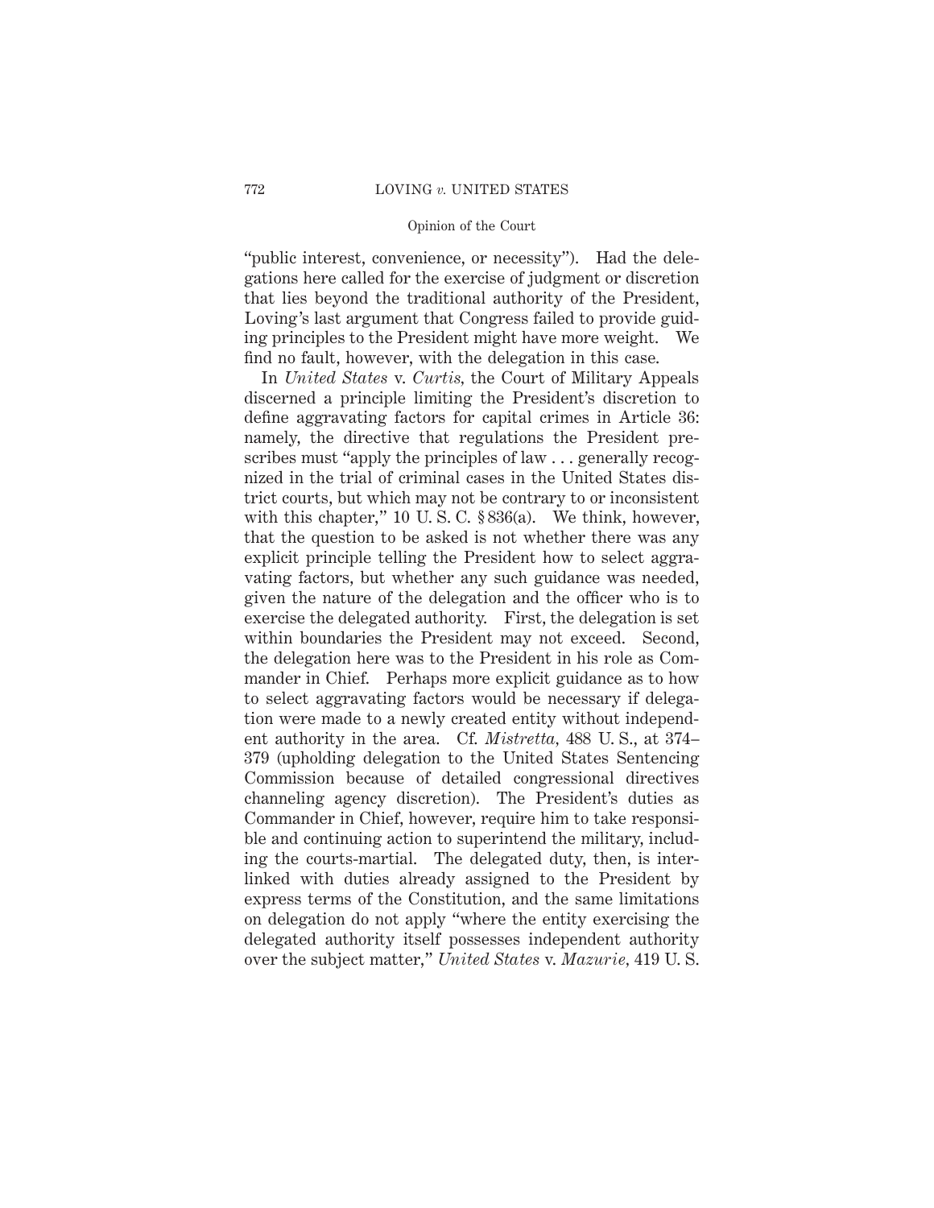"public interest, convenience, or necessity"). Had the delegations here called for the exercise of judgment or discretion that lies beyond the traditional authority of the President, Loving's last argument that Congress failed to provide guiding principles to the President might have more weight. We find no fault, however, with the delegation in this case.

In *United States* v. *Curtis,* the Court of Military Appeals discerned a principle limiting the President's discretion to define aggravating factors for capital crimes in Article 36: namely, the directive that regulations the President prescribes must "apply the principles of law . . . generally recognized in the trial of criminal cases in the United States district courts, but which may not be contrary to or inconsistent with this chapter," 10 U. S. C. § 836(a). We think, however, that the question to be asked is not whether there was any explicit principle telling the President how to select aggravating factors, but whether any such guidance was needed, given the nature of the delegation and the officer who is to exercise the delegated authority. First, the delegation is set within boundaries the President may not exceed. Second, the delegation here was to the President in his role as Commander in Chief. Perhaps more explicit guidance as to how to select aggravating factors would be necessary if delegation were made to a newly created entity without independent authority in the area. Cf. *Mistretta,* 488 U. S., at 374–379 (upholding delegation to the United States Sentencing Commission because of detailed congressional directives channeling agency discretion). The President's duties as Commander in Chief, however, require him to take responsible and continuing action to superintend the military, including the courts-martial. The delegated duty, then, is interlinked with duties already assigned to the President by express terms of the Constitution, and the same limitations on delegation do not apply "where the entity exercising the delegated authority itself possesses independent authority over the subject matter," *United States* v. *Mazurie,* 419 U. S.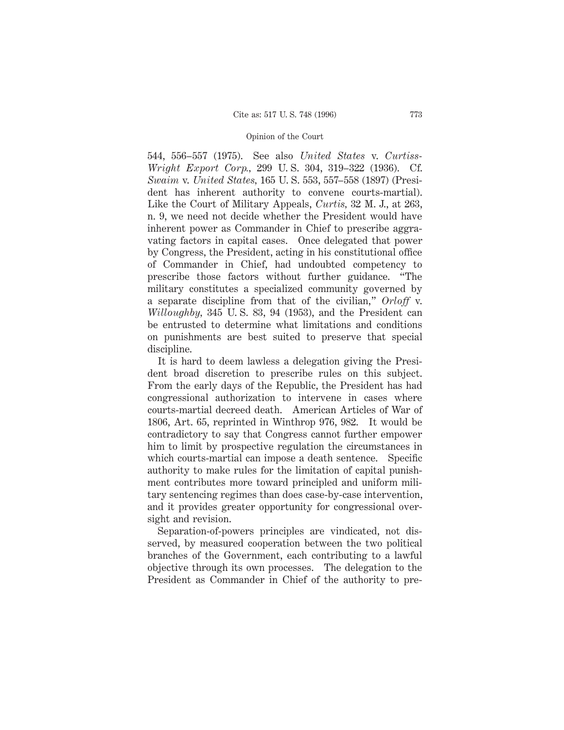544, 556–557 (1975). See also *United States* v. *Curtiss-Wright Export Corp.*, 299 U. S. 304, 319–322 (1936). Cf. *Swaim* v. *United States*, 165 U. S. 553, 557–558 (1897) (President has inherent authority to convene courts-martial). Like the Court of Military Appeals, *Curtis*, 32 M. J., at 263, n. 9, we need not decide whether the President would have inherent power as Commander in Chief to prescribe aggravating factors in capital cases. Once delegated that power by Congress, the President, acting in his constitutional office of Commander in Chief, had undoubted competency to prescribe those factors without further guidance. "The military constitutes a specialized community governed by a separate discipline from that of the civilian," *Orloff* v. *Willoughby*, 345 U. S. 83, 94 (1953), and the President can be entrusted to determine what limitations and conditions on punishments are best suited to preserve that special discipline.

It is hard to deem lawless a delegation giving the President broad discretion to prescribe rules on this subject. From the early days of the Republic, the President has had congressional authorization to intervene in cases where courts-martial decreed death. American Articles of War of 1806, Art. 65, reprinted in Winthrop 976, 982. It would be contradictory to say that Congress cannot further empower him to limit by prospective regulation the circumstances in which courts-martial can impose a death sentence. Specific authority to make rules for the limitation of capital punishment contributes more toward principled and uniform military sentencing regimes than does case-by-case intervention, and it provides greater opportunity for congressional oversight and revision.

Separation-of-powers principles are vindicated, not disserved, by measured cooperation between the two political branches of the Government, each contributing to a lawful objective through its own processes. The delegation to the President as Commander in Chief of the authority to pre-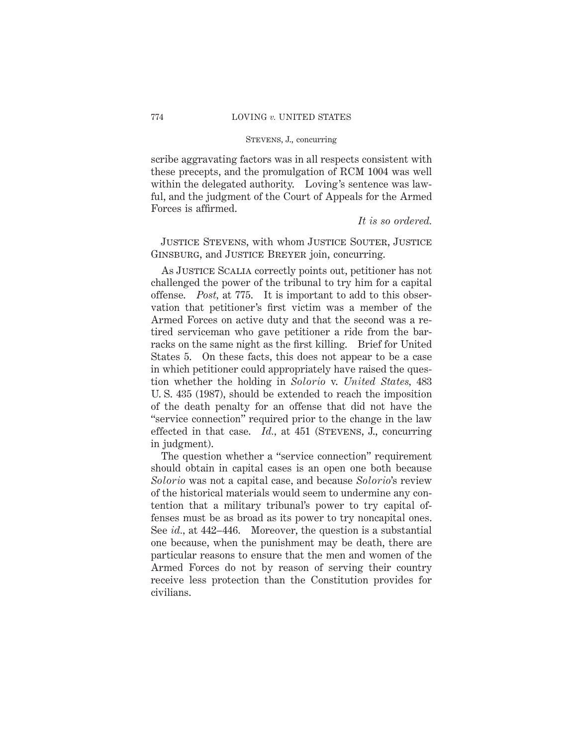scribe aggravating factors was in all respects consistent with these precepts, and the promulgation of RCM 1004 was well within the delegated authority. Loving's sentence was lawful, and the judgment of the Court of Appeals for the Armed Forces is affirmed.

*It is so ordered.*

Justice Stevens, with whom Justice Souter, Justice Ginsburg, and Justice Breyer join, concurring.

As Justice Scalia correctly points out, petitioner has not challenged the power of the tribunal to try him for a capital offense. *Post,* at 775. It is important to add to this observation that petitioner's first victim was a member of the Armed Forces on active duty and that the second was a retired serviceman who gave petitioner a ride from the barracks on the same night as the first killing. Brief for United States 5. On these facts, this does not appear to be a case in which petitioner could appropriately have raised the question whether the holding in *Solorio* v. *United States,* 483 U. S. 435 (1987), should be extended to reach the imposition of the death penalty for an offense that did not have the "service connection" required prior to the change in the law effected in that case. *Id.,* at 451 (Stevens, J., concurring in judgment).

The question whether a "service connection" requirement should obtain in capital cases is an open one both because *Solorio* was not a capital case, and because *Solorio*'s review of the historical materials would seem to undermine any contention that a military tribunal's power to try capital offenses must be as broad as its power to try noncapital ones. See *id.,* at 442–446. Moreover, the question is a substantial one because, when the punishment may be death, there are particular reasons to ensure that the men and women of the Armed Forces do not by reason of serving their country receive less protection than the Constitution provides for civilians.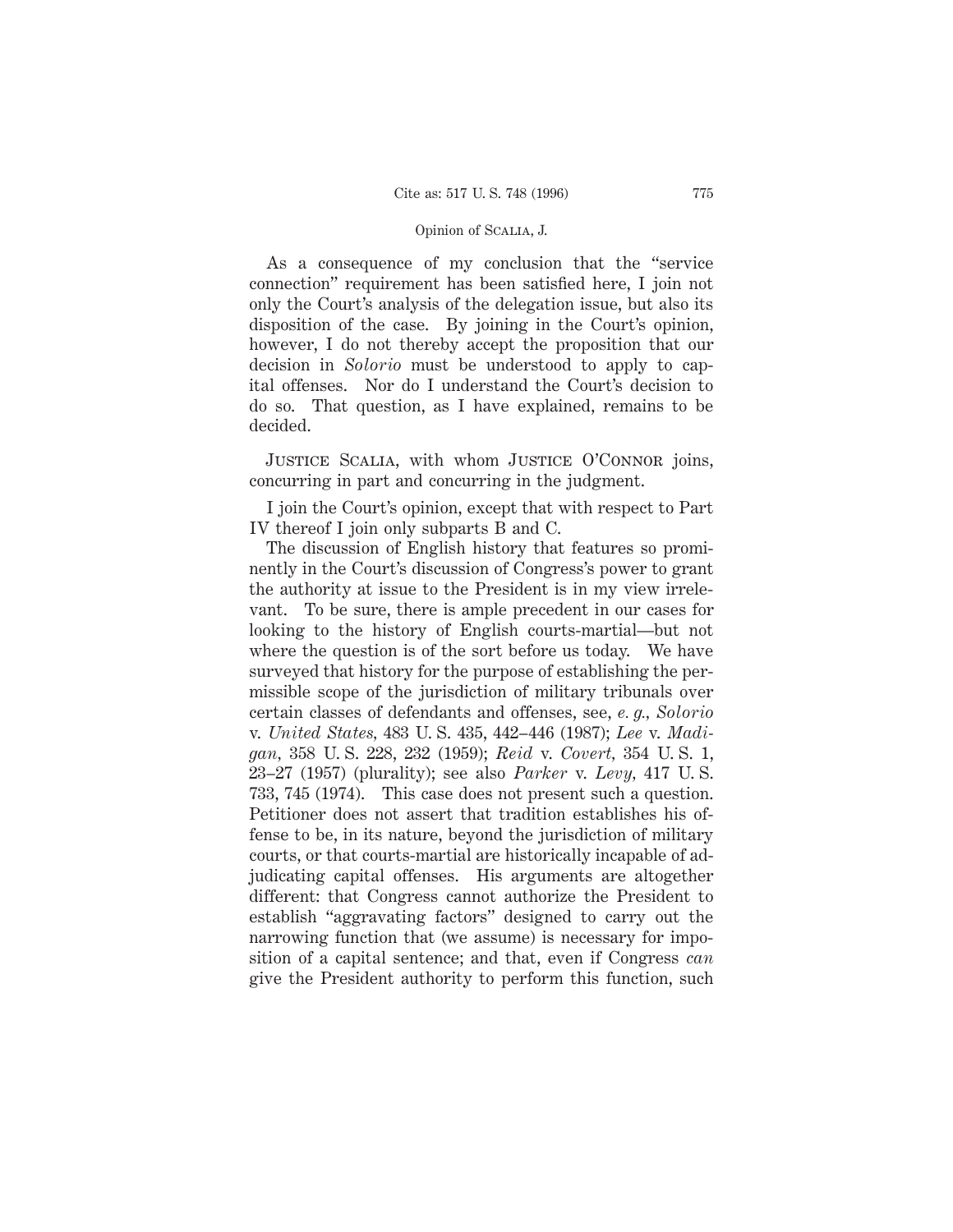As a consequence of my conclusion that the "service connection" requirement has been satisfied here, I join not only the Court's analysis of the delegation issue, but also its disposition of the case. By joining in the Court's opinion, however, I do not thereby accept the proposition that our decision in *Solorio* must be understood to apply to capital offenses. Nor do I understand the Court's decision to do so. That question, as I have explained, remains to be decided.

Justice Scalia, with whom Justice O'Connor joins, concurring in part and concurring in the judgment.

I join the Court's opinion, except that with respect to Part IV thereof I join only subparts B and C.

The discussion of English history that features so prominently in the Court's discussion of Congress's power to grant the authority at issue to the President is in my view irrelevant. To be sure, there is ample precedent in our cases for looking to the history of English courts-martial—but not where the question is of the sort before us today. We have surveyed that history for the purpose of establishing the permissible scope of the jurisdiction of military tribunals over certain classes of defendants and offenses, see, *e. g., Solorio* v. *United States,* 483 U. S. 435, 442–446 (1987); *Lee* v. *Madigan,* 358 U. S. 228, 232 (1959); *Reid* v. *Covert,* 354 U. S. 1, 23–27 (1957) (plurality); see also *Parker* v. *Levy,* 417 U. S. 733, 745 (1974). This case does not present such a question. Petitioner does not assert that tradition establishes his offense to be, in its nature, beyond the jurisdiction of military courts, or that courts-martial are historically incapable of adjudicating capital offenses. His arguments are altogether different: that Congress cannot authorize the President to establish "aggravating factors" designed to carry out the narrowing function that (we assume) is necessary for imposition of a capital sentence; and that, even if Congress *can* give the President authority to perform this function, such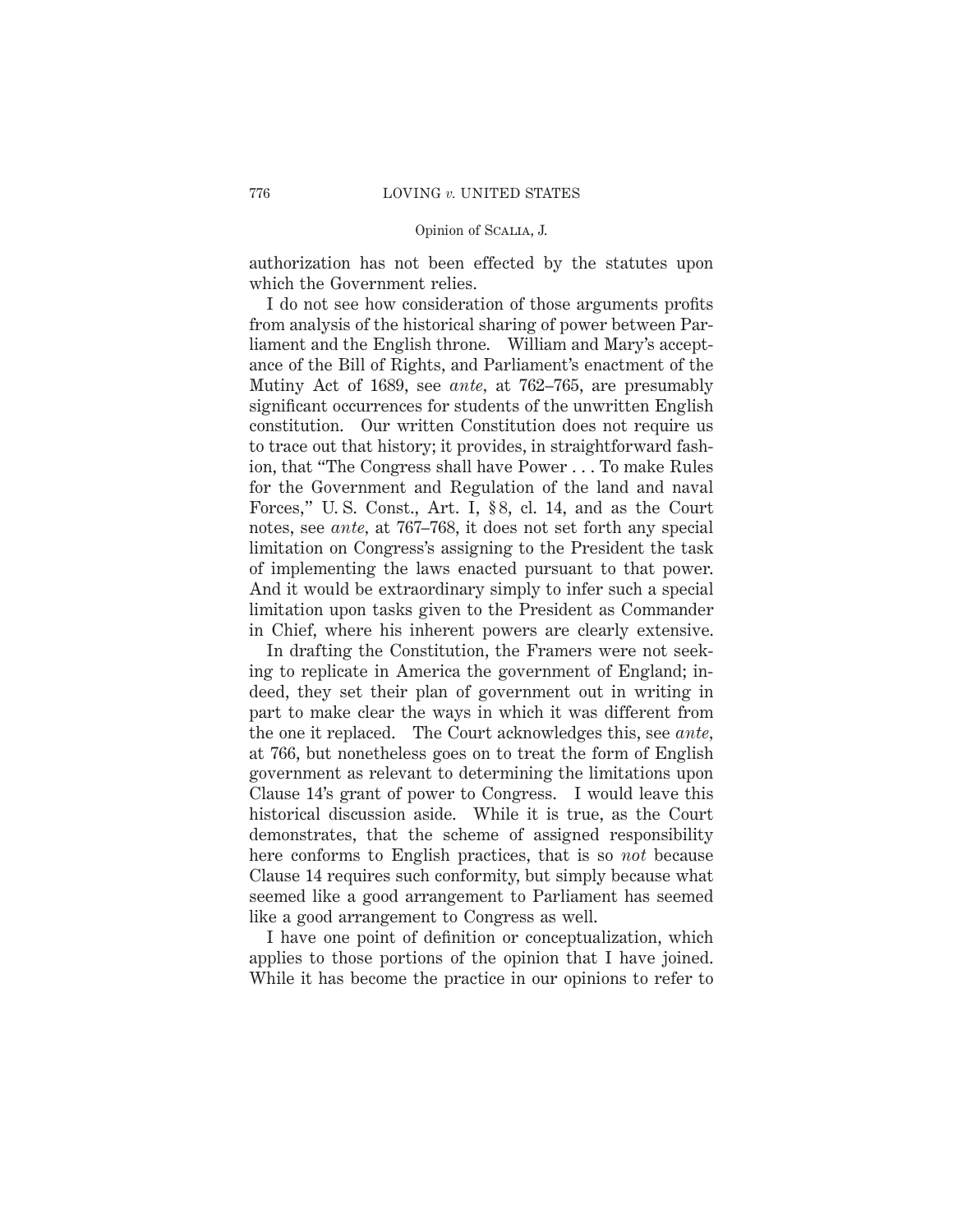authorization has not been effected by the statutes upon which the Government relies.

I do not see how consideration of those arguments profits from analysis of the historical sharing of power between Parliament and the English throne. William and Mary's acceptance of the Bill of Rights, and Parliament's enactment of the Mutiny Act of 1689, see *ante*, at 762–765, are presumably significant occurrences for students of the unwritten English constitution. Our written Constitution does not require us to trace out that history; it provides, in straightforward fashion, that "The Congress shall have Power . . . To make Rules for the Government and Regulation of the land and naval Forces," U. S. Const., Art. I, § 8, cl. 14, and as the Court notes, see *ante*, at 767–768, it does not set forth any special limitation on Congress's assigning to the President the task of implementing the laws enacted pursuant to that power. And it would be extraordinary simply to infer such a special limitation upon tasks given to the President as Commander in Chief, where his inherent powers are clearly extensive.

In drafting the Constitution, the Framers were not seeking to replicate in America the government of England; indeed, they set their plan of government out in writing in part to make clear the ways in which it was different from the one it replaced. The Court acknowledges this, see *ante*, at 766, but nonetheless goes on to treat the form of English government as relevant to determining the limitations upon Clause 14's grant of power to Congress. I would leave this historical discussion aside. While it is true, as the Court demonstrates, that the scheme of assigned responsibility here conforms to English practices, that is so *not* because Clause 14 requires such conformity, but simply because what seemed like a good arrangement to Parliament has seemed like a good arrangement to Congress as well.

I have one point of definition or conceptualization, which applies to those portions of the opinion that I have joined. While it has become the practice in our opinions to refer to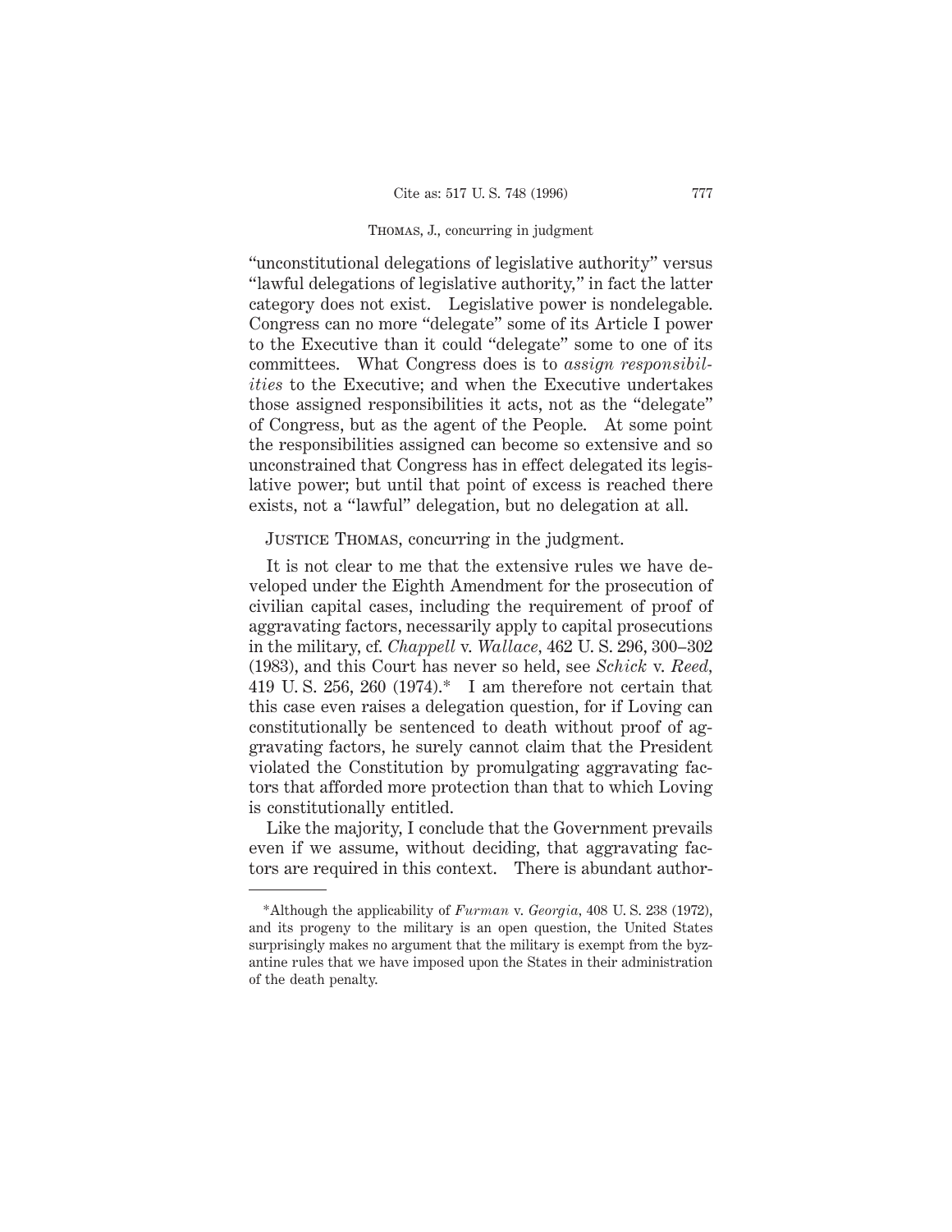"unconstitutional delegations of legislative authority" versus "lawful delegations of legislative authority," in fact the latter category does not exist. Legislative power is nondelegable. Congress can no more "delegate" some of its Article I power to the Executive than it could "delegate" some to one of its committees. What Congress does is to *assign responsibilities* to the Executive; and when the Executive undertakes those assigned responsibilities it acts, not as the "delegate" of Congress, but as the agent of the People. At some point the responsibilities assigned can become so extensive and so unconstrained that Congress has in effect delegated its legislative power; but until that point of excess is reached there exists, not a "lawful" delegation, but no delegation at all.

Justice Thomas, concurring in the judgment.

It is not clear to me that the extensive rules we have developed under the Eighth Amendment for the prosecution of civilian capital cases, including the requirement of proof of aggravating factors, necessarily apply to capital prosecutions in the military, cf. *Chappell* v. *Wallace*, 462 U. S. 296, 300–302 (1983), and this Court has never so held, see *Schick* v. *Reed*, 419 U. S. 256, 260 (1974).* I am therefore not certain that this case even raises a delegation question, for if Loving can constitutionally be sentenced to death without proof of aggravating factors, he surely cannot claim that the President violated the Constitution by promulgating aggravating factors that afforded more protection than that to which Loving is constitutionally entitled.

Like the majority, I conclude that the Government prevails even if we assume, without deciding, that aggravating factors are required in this context. There is abundant author-

---

*Although the applicability of *Furman* v. *Georgia*, 408 U. S. 238 (1972), and its progeny to the military is an open question, the United States surprisingly makes no argument that the military is exempt from the byzantine rules that we have imposed upon the States in their administration of the death penalty.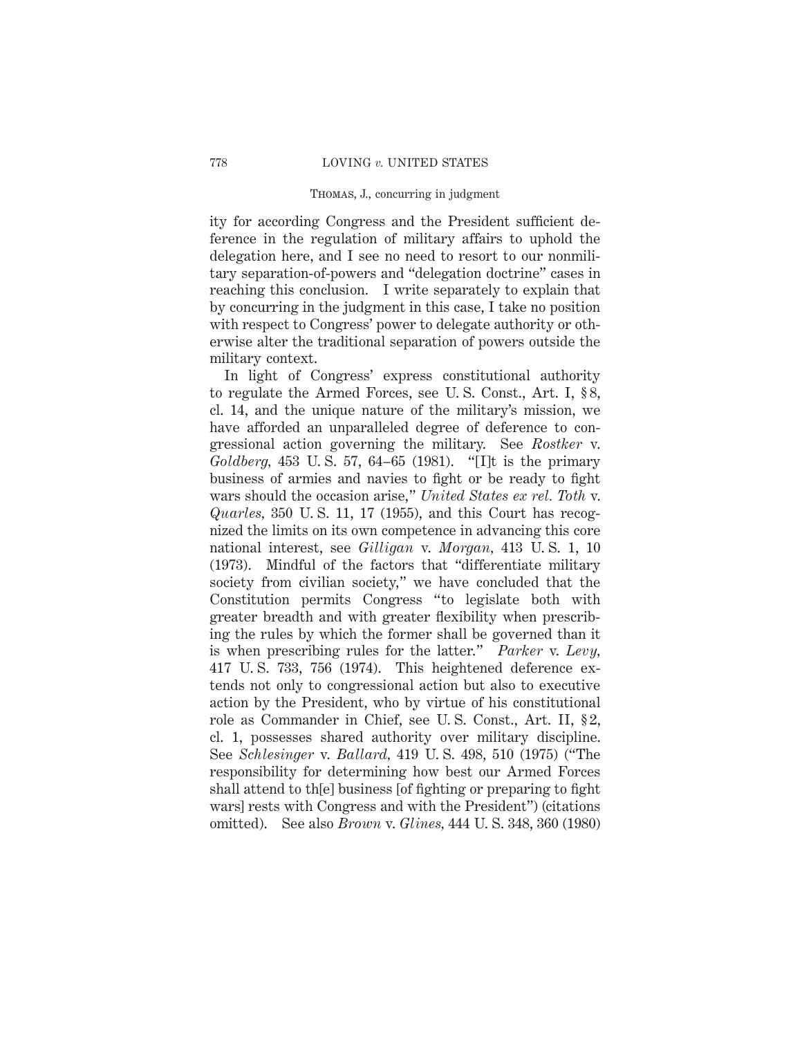ity for according Congress and the President sufficient deference in the regulation of military affairs to uphold the delegation here, and I see no need to resort to our nonmilitary separation-of-powers and "delegation doctrine" cases in reaching this conclusion. I write separately to explain that by concurring in the judgment in this case, I take no position with respect to Congress' power to delegate authority or otherwise alter the traditional separation of powers outside the military context.

In light of Congress' express constitutional authority to regulate the Armed Forces, see U. S. Const., Art. I, § 8, cl. 14, and the unique nature of the military's mission, we have afforded an unparalleled degree of deference to congressional action governing the military. See *Rostker* v. *Goldberg,* 453 U. S. 57, 64–65 (1981). "[I]t is the primary business of armies and navies to fight or be ready to fight wars should the occasion arise," *United States ex rel. Toth* v. *Quarles,* 350 U. S. 11, 17 (1955), and this Court has recognized the limits on its own competence in advancing this core national interest, see *Gilligan* v. *Morgan,* 413 U. S. 1, 10 (1973). Mindful of the factors that "differentiate military society from civilian society," we have concluded that the Constitution permits Congress "to legislate both with greater breadth and with greater flexibility when prescribing the rules by which the former shall be governed than it is when prescribing rules for the latter." *Parker* v. *Levy,* 417 U. S. 733, 756 (1974). This heightened deference extends not only to congressional action but also to executive action by the President, who by virtue of his constitutional role as Commander in Chief, see U. S. Const., Art. II, § 2, cl. 1, possesses shared authority over military discipline. See *Schlesinger* v. *Ballard,* 419 U. S. 498, 510 (1975) ("The responsibility for determining how best our Armed Forces shall attend to th[e] business [of fighting or preparing to fight wars] rests with Congress and with the President") (citations omitted). See also *Brown* v. *Glines,* 444 U. S. 348, 360 (1980)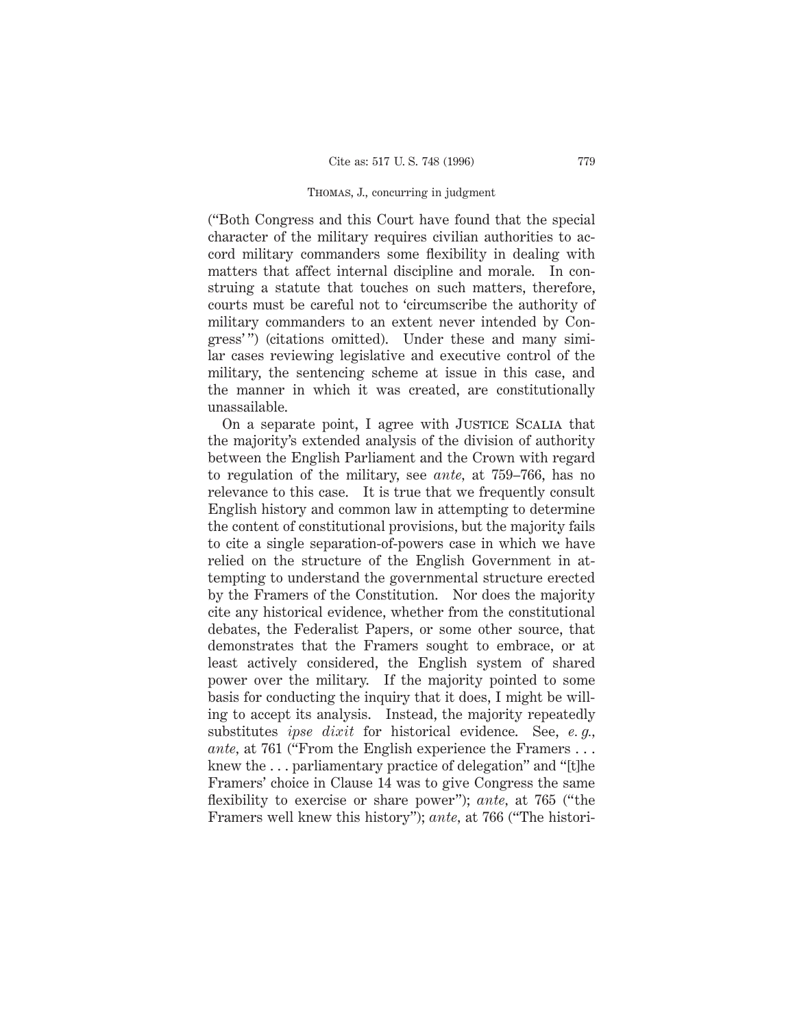("Both Congress and this Court have found that the special character of the military requires civilian authorities to accord military commanders some flexibility in dealing with matters that affect internal discipline and morale. In construing a statute that touches on such matters, therefore, courts must be careful not to 'circumscribe the authority of military commanders to an extent never intended by Congress' ") (citations omitted). Under these and many similar cases reviewing legislative and executive control of the military, the sentencing scheme at issue in this case, and the manner in which it was created, are constitutionally unassailable.

On a separate point, I agree with JUSTICE SCALIA that the majority's extended analysis of the division of authority between the English Parliament and the Crown with regard to regulation of the military, see *ante*, at 759–766, has no relevance to this case. It is true that we frequently consult English history and common law in attempting to determine the content of constitutional provisions, but the majority fails to cite a single separation-of-powers case in which we have relied on the structure of the English Government in attempting to understand the governmental structure erected by the Framers of the Constitution. Nor does the majority cite any historical evidence, whether from the constitutional debates, the Federalist Papers, or some other source, that demonstrates that the Framers sought to embrace, or at least actively considered, the English system of shared power over the military. If the majority pointed to some basis for conducting the inquiry that it does, I might be willing to accept its analysis. Instead, the majority repeatedly substitutes *ipse dixit* for historical evidence. See, *e. g.*, *ante*, at 761 ("From the English experience the Framers . . . knew the . . . parliamentary practice of delegation" and "[t]he Framers' choice in Clause 14 was to give Congress the same flexibility to exercise or share power"); *ante*, at 765 ("the Framers well knew this history"); *ante*, at 766 ("The histori-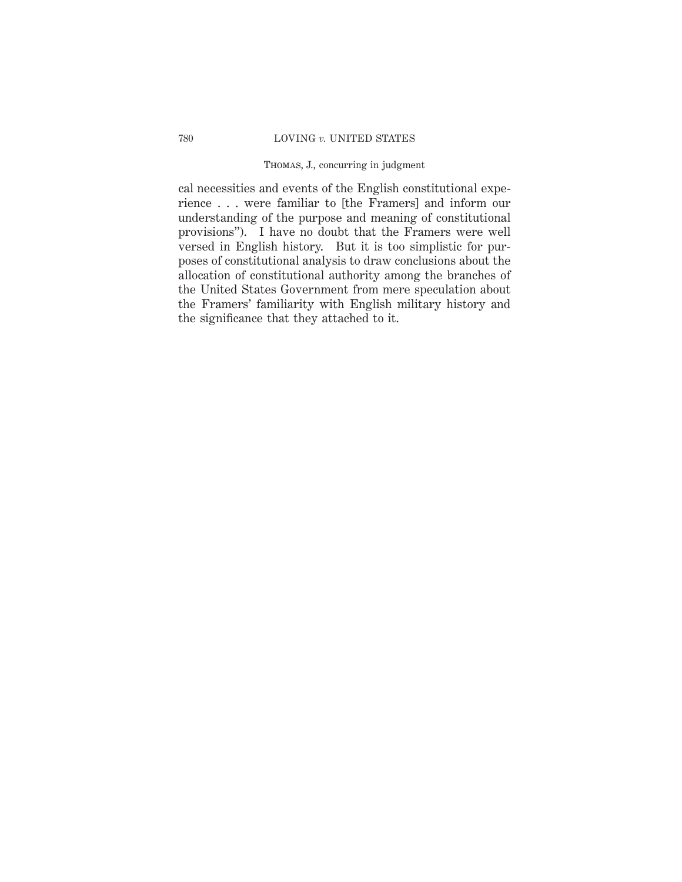cal necessities and events of the English constitutional experience . . . were familiar to [the Framers] and inform our understanding of the purpose and meaning of constitutional provisions"). I have no doubt that the Framers were well versed in English history. But it is too simplistic for purposes of constitutional analysis to draw conclusions about the allocation of constitutional authority among the branches of the United States Government from mere speculation about the Framers' familiarity with English military history and the significance that they attached to it.